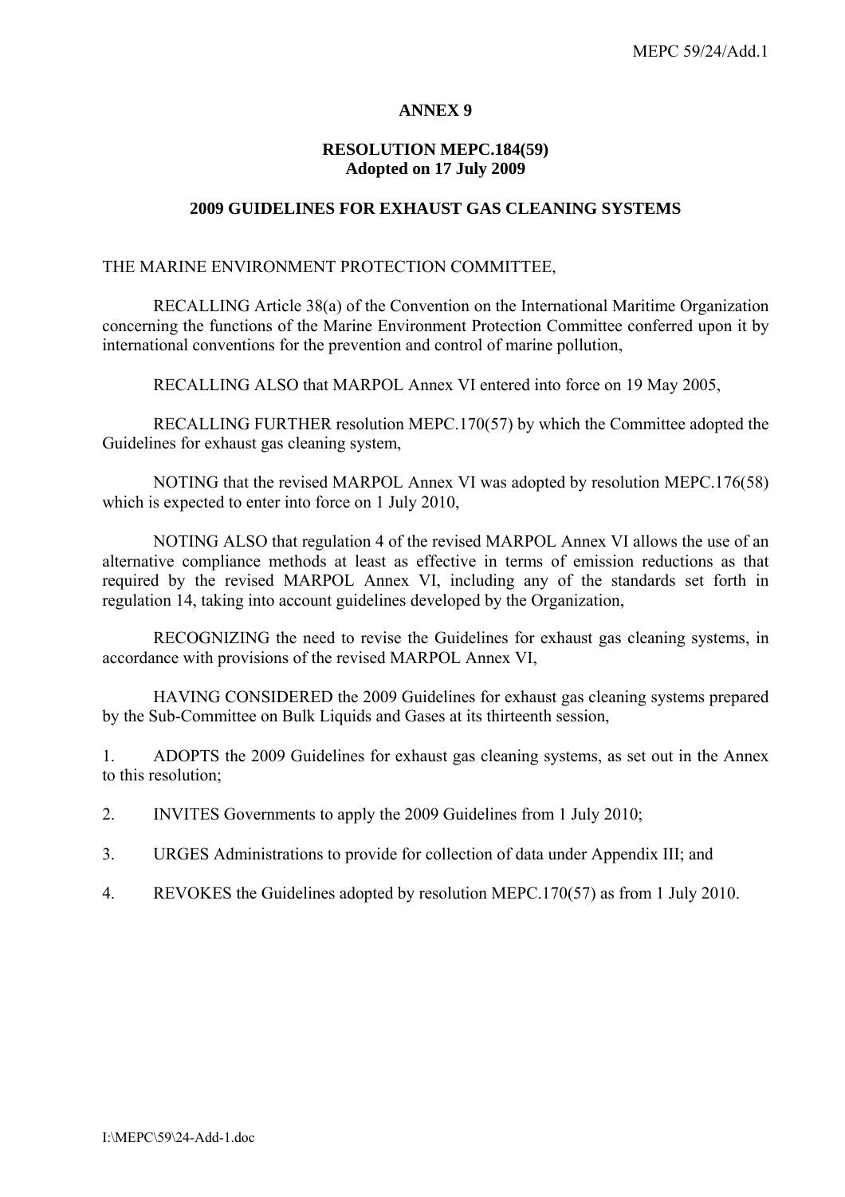# ANNEX 9

## RESOLUTION MEPC.184(59)
## Adopted on 17 July 2009

## 2009 GUIDELINES FOR EXHAUST GAS CLEANING SYSTEMS

THE MARINE ENVIRONMENT PROTECTION COMMITTEE,

RECALLING Article 38(a) of the Convention on the International Maritime Organization concerning the functions of the Marine Environment Protection Committee conferred upon it by international conventions for the prevention and control of marine pollution,

RECALLING ALSO that MARPOL Annex VI entered into force on 19 May 2005,

RECALLING FURTHER resolution MEPC.170(57) by which the Committee adopted the Guidelines for exhaust gas cleaning system,

NOTING that the revised MARPOL Annex VI was adopted by resolution MEPC.176(58) which is expected to enter into force on 1 July 2010,

NOTING ALSO that regulation 4 of the revised MARPOL Annex VI allows the use of an alternative compliance methods at least as effective in terms of emission reductions as that required by the revised MARPOL Annex VI, including any of the standards set forth in regulation 14, taking into account guidelines developed by the Organization,

RECOGNIZING the need to revise the Guidelines for exhaust gas cleaning systems, in accordance with provisions of the revised MARPOL Annex VI,

HAVING CONSIDERED the 2009 Guidelines for exhaust gas cleaning systems prepared by the Sub-Committee on Bulk Liquids and Gases at its thirteenth session,

1. ADOPTS the 2009 Guidelines for exhaust gas cleaning systems, as set out in the Annex to this resolution;

2. INVITES Governments to apply the 2009 Guidelines from 1 July 2010;

3. URGES Administrations to provide for collection of data under Appendix III; and

4. REVOKES the Guidelines adopted by resolution MEPC.170(57) as from 1 July 2010.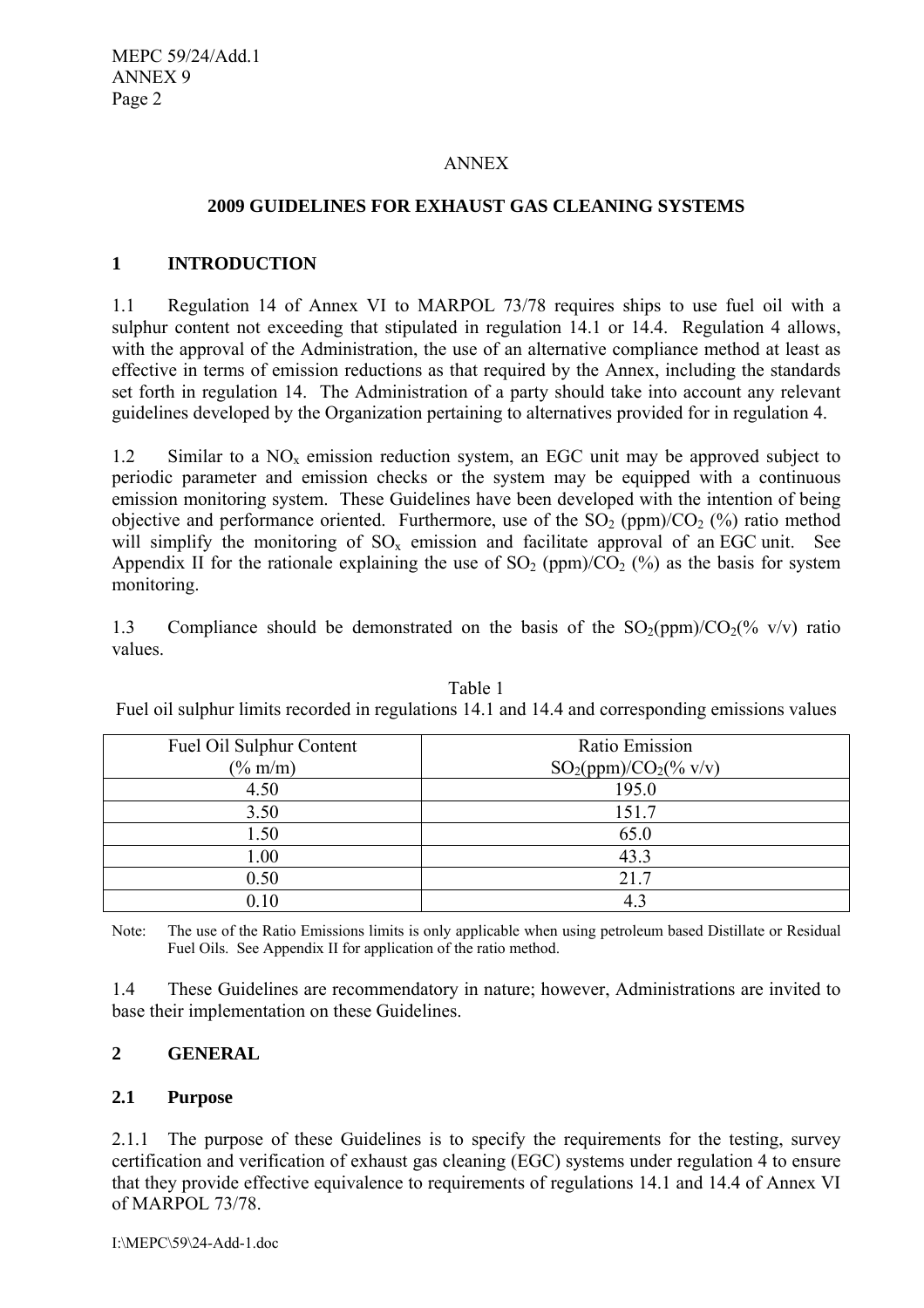ANNEX

# 2009 GUIDELINES FOR EXHAUST GAS CLEANING SYSTEMS

## 1 INTRODUCTION

1.1 Regulation 14 of Annex VI to MARPOL 73/78 requires ships to use fuel oil with a sulphur content not exceeding that stipulated in regulation 14.1 or 14.4. Regulation 4 allows, with the approval of the Administration, the use of an alternative compliance method at least as effective in terms of emission reductions as that required by the Annex, including the standards set forth in regulation 14. The Administration of a party should take into account any relevant guidelines developed by the Organization pertaining to alternatives provided for in regulation 4.

1.2 Similar to a $NO_x$ emission reduction system, an EGC unit may be approved subject to periodic parameter and emission checks or the system may be equipped with a continuous emission monitoring system. These Guidelines have been developed with the intention of being objective and performance oriented. Furthermore, use of the $SO_2$ (ppm)/$CO_2$ (%) ratio method will simplify the monitoring of $SO_x$ emission and facilitate approval of an EGC unit. See Appendix II for the rationale explaining the use of $SO_2$ (ppm)/$CO_2$ (%) as the basis for system monitoring.

1.3 Compliance should be demonstrated on the basis of the $SO_2$(ppm)/$CO_2$(% v/v) ratio values.

Table 1
Fuel oil sulphur limits recorded in regulations 14.1 and 14.4 and corresponding emissions values

| Fuel Oil Sulphur Content (% m/m) | Ratio Emission $SO_2$(ppm)/$CO_2$(% v/v) |
|---|---|
| 4.50 | 195.0 |
| 3.50 | 151.7 |
| 1.50 | 65.0 |
| 1.00 | 43.3 |
| 0.50 | 21.7 |
| 0.10 | 4.3 |

Note: The use of the Ratio Emissions limits is only applicable when using petroleum based Distillate or Residual Fuel Oils. See Appendix II for application of the ratio method.

1.4 These Guidelines are recommendatory in nature; however, Administrations are invited to base their implementation on these Guidelines.

## 2 GENERAL

### 2.1 Purpose

2.1.1 The purpose of these Guidelines is to specify the requirements for the testing, survey certification and verification of exhaust gas cleaning (EGC) systems under regulation 4 to ensure that they provide effective equivalence to requirements of regulations 14.1 and 14.4 of Annex VI of MARPOL 73/78.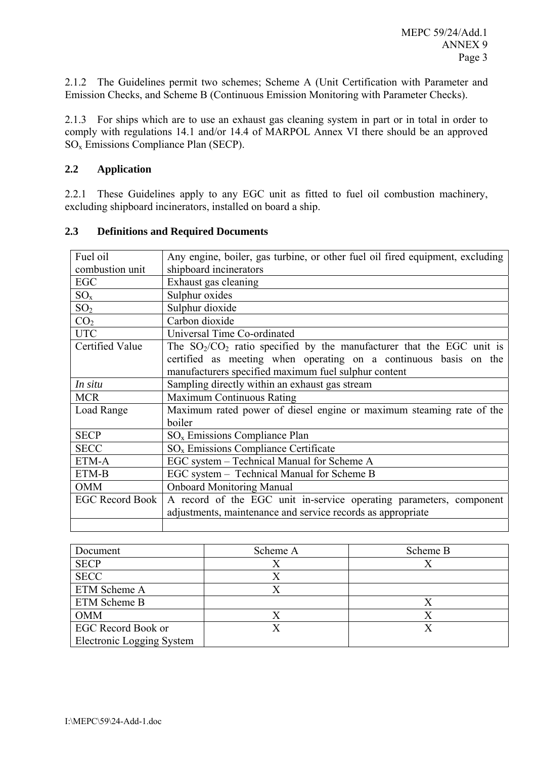2.1.2 The Guidelines permit two schemes; Scheme A (Unit Certification with Parameter and Emission Checks, and Scheme B (Continuous Emission Monitoring with Parameter Checks).

2.1.3 For ships which are to use an exhaust gas cleaning system in part or in total in order to comply with regulations 14.1 and/or 14.4 of MARPOL Annex VI there should be an approved $SO_x$ Emissions Compliance Plan (SECP).

## 2.2 Application

2.2.1 These Guidelines apply to any EGC unit as fitted to fuel oil combustion machinery, excluding shipboard incinerators, installed on board a ship.

## 2.3 Definitions and Required Documents

| | |
|---|---|
| Fuel oil combustion unit | Any engine, boiler, gas turbine, or other fuel oil fired equipment, excluding shipboard incinerators |
| EGC | Exhaust gas cleaning |
| $SO_x$ | Sulphur oxides |
| $SO_2$ | Sulphur dioxide |
| $CO_2$ | Carbon dioxide |
| UTC | Universal Time Co-ordinated |
| Certified Value | The $SO_2/CO_2$ ratio specified by the manufacturer that the EGC unit is certified as meeting when operating on a continuous basis on the manufacturers specified maximum fuel sulphur content |
| *In situ* | Sampling directly within an exhaust gas stream |
| MCR | Maximum Continuous Rating |
| Load Range | Maximum rated power of diesel engine or maximum steaming rate of the boiler |
| SECP | $SO_x$ Emissions Compliance Plan |
| SECC | $SO_x$ Emissions Compliance Certificate |
| ETM-A | EGC system – Technical Manual for Scheme A |
| ETM-B | EGC system – Technical Manual for Scheme B |
| OMM | Onboard Monitoring Manual |
| EGC Record Book | A record of the EGC unit in-service operating parameters, component adjustments, maintenance and service records as appropriate |
| | |

| Document | Scheme A | Scheme B |
|---|---|---|
| SECP | X | X |
| SECC | X | |
| ETM Scheme A | X | |
| ETM Scheme B | | X |
| OMM | X | X |
| EGC Record Book or Electronic Logging System | X | X |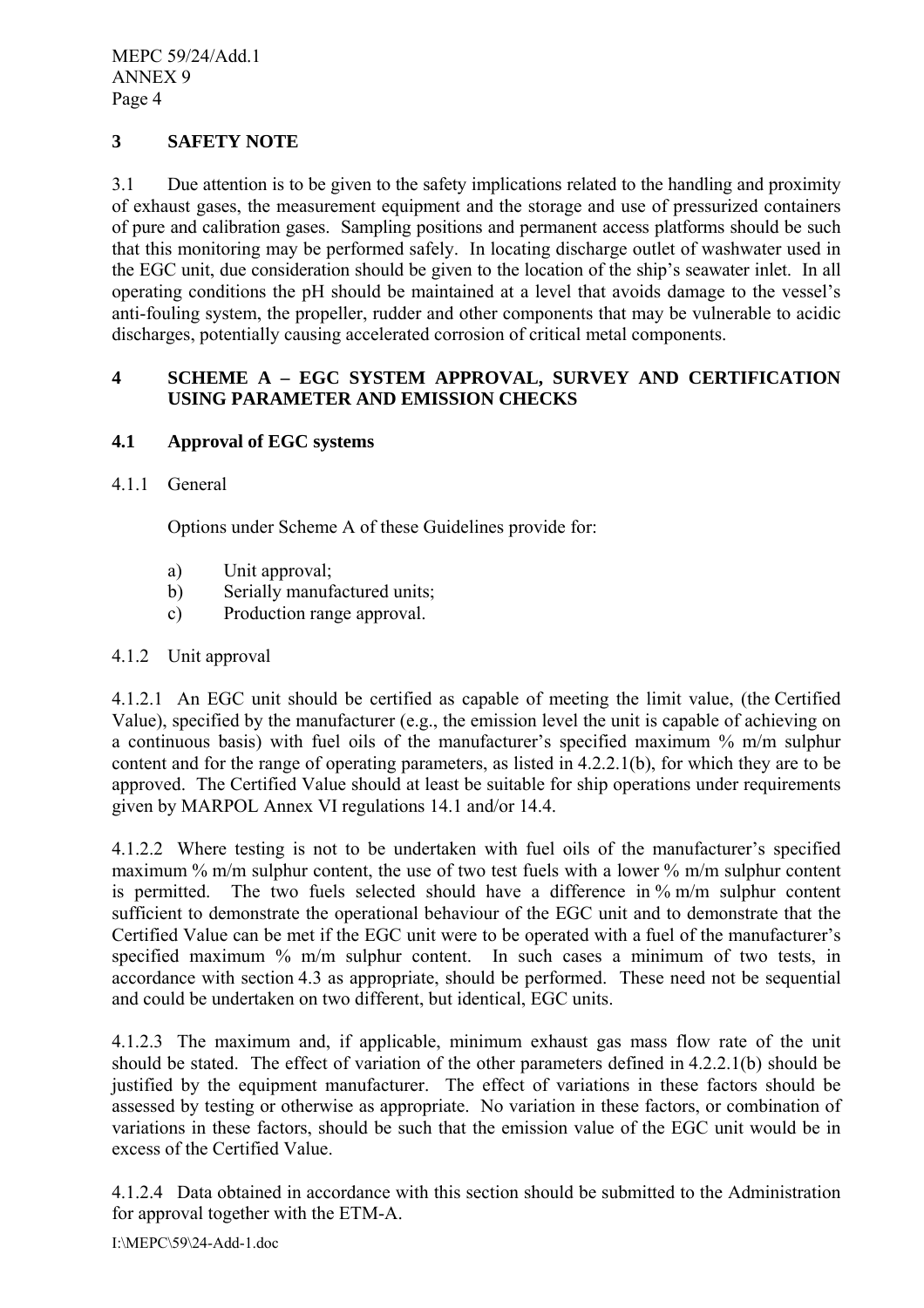## 3 SAFETY NOTE

3.1 Due attention is to be given to the safety implications related to the handling and proximity of exhaust gases, the measurement equipment and the storage and use of pressurized containers of pure and calibration gases. Sampling positions and permanent access platforms should be such that this monitoring may be performed safely. In locating discharge outlet of washwater used in the EGC unit, due consideration should be given to the location of the ship's seawater inlet. In all operating conditions the pH should be maintained at a level that avoids damage to the vessel's anti-fouling system, the propeller, rudder and other components that may be vulnerable to acidic discharges, potentially causing accelerated corrosion of critical metal components.

## 4 SCHEME A – EGC SYSTEM APPROVAL, SURVEY AND CERTIFICATION USING PARAMETER AND EMISSION CHECKS

### 4.1 Approval of EGC systems

4.1.1 General

Options under Scheme A of these Guidelines provide for:

a) Unit approval;
b) Serially manufactured units;
c) Production range approval.

4.1.2 Unit approval

4.1.2.1 An EGC unit should be certified as capable of meeting the limit value, (the Certified Value), specified by the manufacturer (e.g., the emission level the unit is capable of achieving on a continuous basis) with fuel oils of the manufacturer's specified maximum % m/m sulphur content and for the range of operating parameters, as listed in 4.2.2.1(b), for which they are to be approved. The Certified Value should at least be suitable for ship operations under requirements given by MARPOL Annex VI regulations 14.1 and/or 14.4.

4.1.2.2 Where testing is not to be undertaken with fuel oils of the manufacturer's specified maximum % m/m sulphur content, the use of two test fuels with a lower % m/m sulphur content is permitted. The two fuels selected should have a difference in % m/m sulphur content sufficient to demonstrate the operational behaviour of the EGC unit and to demonstrate that the Certified Value can be met if the EGC unit were to be operated with a fuel of the manufacturer's specified maximum % m/m sulphur content. In such cases a minimum of two tests, in accordance with section 4.3 as appropriate, should be performed. These need not be sequential and could be undertaken on two different, but identical, EGC units.

4.1.2.3 The maximum and, if applicable, minimum exhaust gas mass flow rate of the unit should be stated. The effect of variation of the other parameters defined in 4.2.2.1(b) should be justified by the equipment manufacturer. The effect of variations in these factors should be assessed by testing or otherwise as appropriate. No variation in these factors, or combination of variations in these factors, should be such that the emission value of the EGC unit would be in excess of the Certified Value.

4.1.2.4 Data obtained in accordance with this section should be submitted to the Administration for approval together with the ETM-A.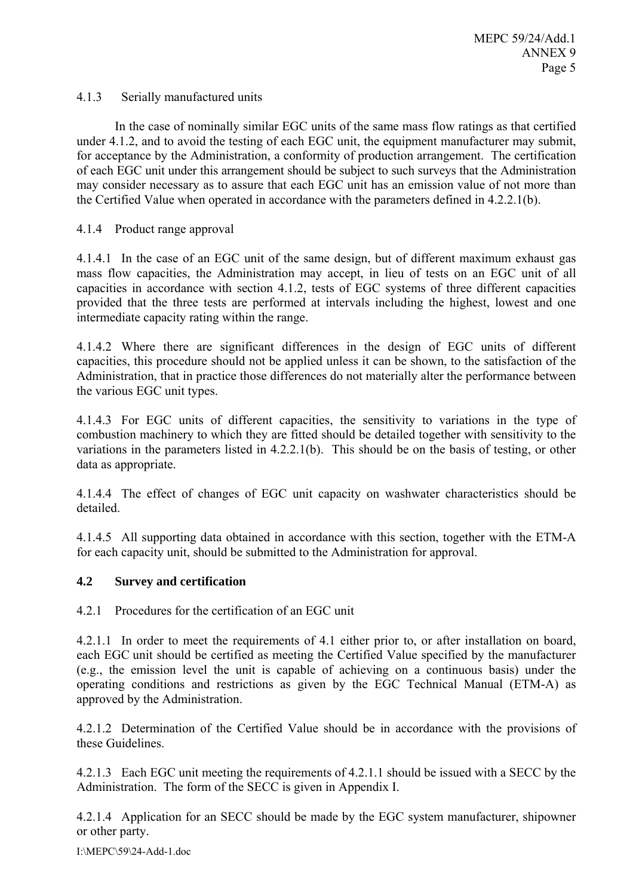4.1.3 Serially manufactured units

In the case of nominally similar EGC units of the same mass flow ratings as that certified under 4.1.2, and to avoid the testing of each EGC unit, the equipment manufacturer may submit, for acceptance by the Administration, a conformity of production arrangement. The certification of each EGC unit under this arrangement should be subject to such surveys that the Administration may consider necessary as to assure that each EGC unit has an emission value of not more than the Certified Value when operated in accordance with the parameters defined in 4.2.2.1(b).

4.1.4 Product range approval

4.1.4.1 In the case of an EGC unit of the same design, but of different maximum exhaust gas mass flow capacities, the Administration may accept, in lieu of tests on an EGC unit of all capacities in accordance with section 4.1.2, tests of EGC systems of three different capacities provided that the three tests are performed at intervals including the highest, lowest and one intermediate capacity rating within the range.

4.1.4.2 Where there are significant differences in the design of EGC units of different capacities, this procedure should not be applied unless it can be shown, to the satisfaction of the Administration, that in practice those differences do not materially alter the performance between the various EGC unit types.

4.1.4.3 For EGC units of different capacities, the sensitivity to variations in the type of combustion machinery to which they are fitted should be detailed together with sensitivity to the variations in the parameters listed in 4.2.2.1(b). This should be on the basis of testing, or other data as appropriate.

4.1.4.4 The effect of changes of EGC unit capacity on washwater characteristics should be detailed.

4.1.4.5 All supporting data obtained in accordance with this section, together with the ETM-A for each capacity unit, should be submitted to the Administration for approval.

### 4.2 Survey and certification

4.2.1 Procedures for the certification of an EGC unit

4.2.1.1 In order to meet the requirements of 4.1 either prior to, or after installation on board, each EGC unit should be certified as meeting the Certified Value specified by the manufacturer (e.g., the emission level the unit is capable of achieving on a continuous basis) under the operating conditions and restrictions as given by the EGC Technical Manual (ETM-A) as approved by the Administration.

4.2.1.2 Determination of the Certified Value should be in accordance with the provisions of these Guidelines.

4.2.1.3 Each EGC unit meeting the requirements of 4.2.1.1 should be issued with a SECC by the Administration. The form of the SECC is given in Appendix I.

4.2.1.4 Application for an SECC should be made by the EGC system manufacturer, shipowner or other party.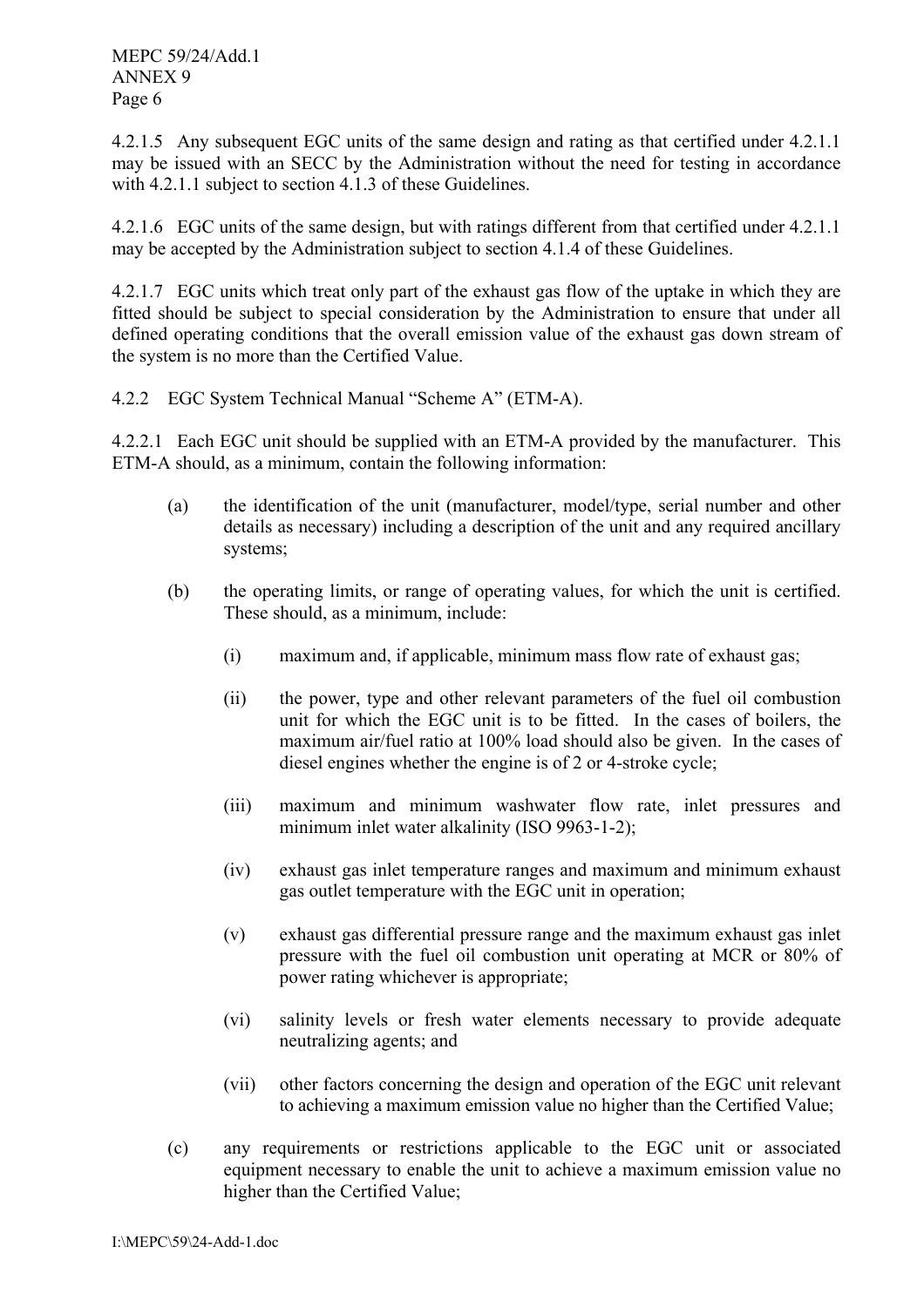4.2.1.5 Any subsequent EGC units of the same design and rating as that certified under 4.2.1.1 may be issued with an SECC by the Administration without the need for testing in accordance with 4.2.1.1 subject to section 4.1.3 of these Guidelines.

4.2.1.6 EGC units of the same design, but with ratings different from that certified under 4.2.1.1 may be accepted by the Administration subject to section 4.1.4 of these Guidelines.

4.2.1.7 EGC units which treat only part of the exhaust gas flow of the uptake in which they are fitted should be subject to special consideration by the Administration to ensure that under all defined operating conditions that the overall emission value of the exhaust gas down stream of the system is no more than the Certified Value.

4.2.2 EGC System Technical Manual "Scheme A" (ETM-A).

4.2.2.1 Each EGC unit should be supplied with an ETM-A provided by the manufacturer. This ETM-A should, as a minimum, contain the following information:

(a) the identification of the unit (manufacturer, model/type, serial number and other details as necessary) including a description of the unit and any required ancillary systems;

(b) the operating limits, or range of operating values, for which the unit is certified. These should, as a minimum, include:

   (i) maximum and, if applicable, minimum mass flow rate of exhaust gas;

   (ii) the power, type and other relevant parameters of the fuel oil combustion unit for which the EGC unit is to be fitted. In the cases of boilers, the maximum air/fuel ratio at 100% load should also be given. In the cases of diesel engines whether the engine is of 2 or 4-stroke cycle;

   (iii) maximum and minimum washwater flow rate, inlet pressures and minimum inlet water alkalinity (ISO 9963-1-2);

   (iv) exhaust gas inlet temperature ranges and maximum and minimum exhaust gas outlet temperature with the EGC unit in operation;

   (v) exhaust gas differential pressure range and the maximum exhaust gas inlet pressure with the fuel oil combustion unit operating at MCR or 80% of power rating whichever is appropriate;

   (vi) salinity levels or fresh water elements necessary to provide adequate neutralizing agents; and

   (vii) other factors concerning the design and operation of the EGC unit relevant to achieving a maximum emission value no higher than the Certified Value;

(c) any requirements or restrictions applicable to the EGC unit or associated equipment necessary to enable the unit to achieve a maximum emission value no higher than the Certified Value;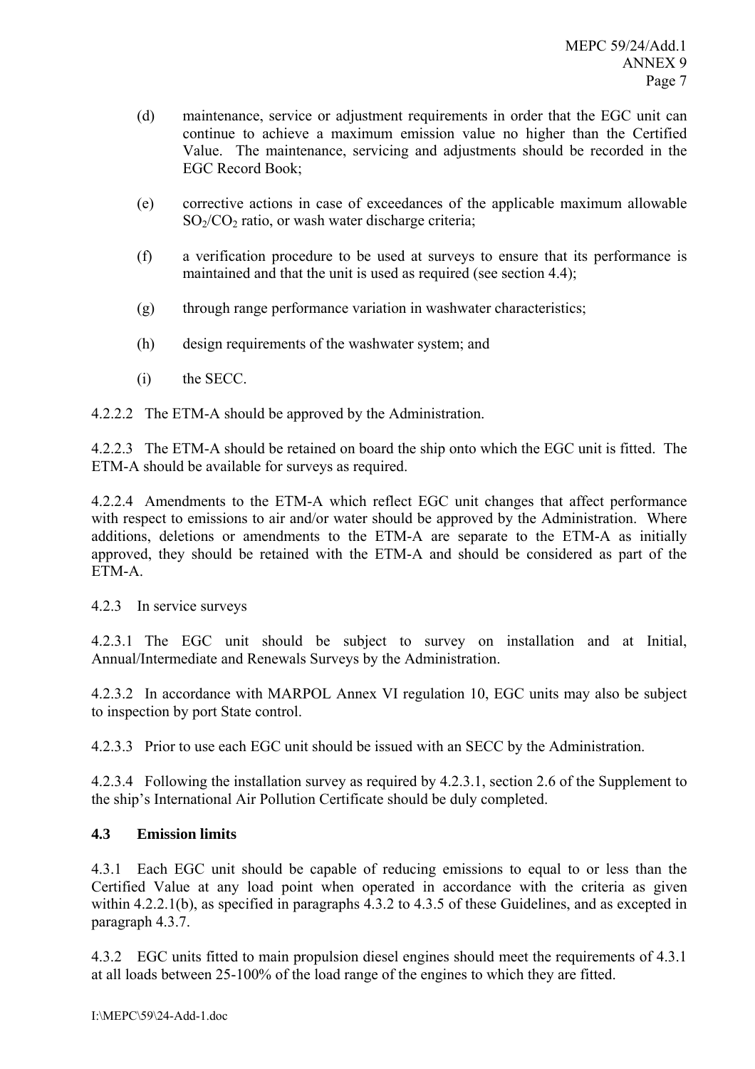(d) maintenance, service or adjustment requirements in order that the EGC unit can continue to achieve a maximum emission value no higher than the Certified Value. The maintenance, servicing and adjustments should be recorded in the EGC Record Book;

(e) corrective actions in case of exceedances of the applicable maximum allowable $SO_2/CO_2$ ratio, or wash water discharge criteria;

(f) a verification procedure to be used at surveys to ensure that its performance is maintained and that the unit is used as required (see section 4.4);

(g) through range performance variation in washwater characteristics;

(h) design requirements of the washwater system; and

(i) the SECC.

4.2.2.2 The ETM-A should be approved by the Administration.

4.2.2.3 The ETM-A should be retained on board the ship onto which the EGC unit is fitted. The ETM-A should be available for surveys as required.

4.2.2.4 Amendments to the ETM-A which reflect EGC unit changes that affect performance with respect to emissions to air and/or water should be approved by the Administration. Where additions, deletions or amendments to the ETM-A are separate to the ETM-A as initially approved, they should be retained with the ETM-A and should be considered as part of the ETM-A.

4.2.3 In service surveys

4.2.3.1 The EGC unit should be subject to survey on installation and at Initial, Annual/Intermediate and Renewals Surveys by the Administration.

4.2.3.2 In accordance with MARPOL Annex VI regulation 10, EGC units may also be subject to inspection by port State control.

4.2.3.3 Prior to use each EGC unit should be issued with an SECC by the Administration.

4.2.3.4 Following the installation survey as required by 4.2.3.1, section 2.6 of the Supplement to the ship's International Air Pollution Certificate should be duly completed.

**4.3 Emission limits**

4.3.1 Each EGC unit should be capable of reducing emissions to equal to or less than the Certified Value at any load point when operated in accordance with the criteria as given within 4.2.2.1(b), as specified in paragraphs 4.3.2 to 4.3.5 of these Guidelines, and as excepted in paragraph 4.3.7.

4.3.2 EGC units fitted to main propulsion diesel engines should meet the requirements of 4.3.1 at all loads between 25-100% of the load range of the engines to which they are fitted.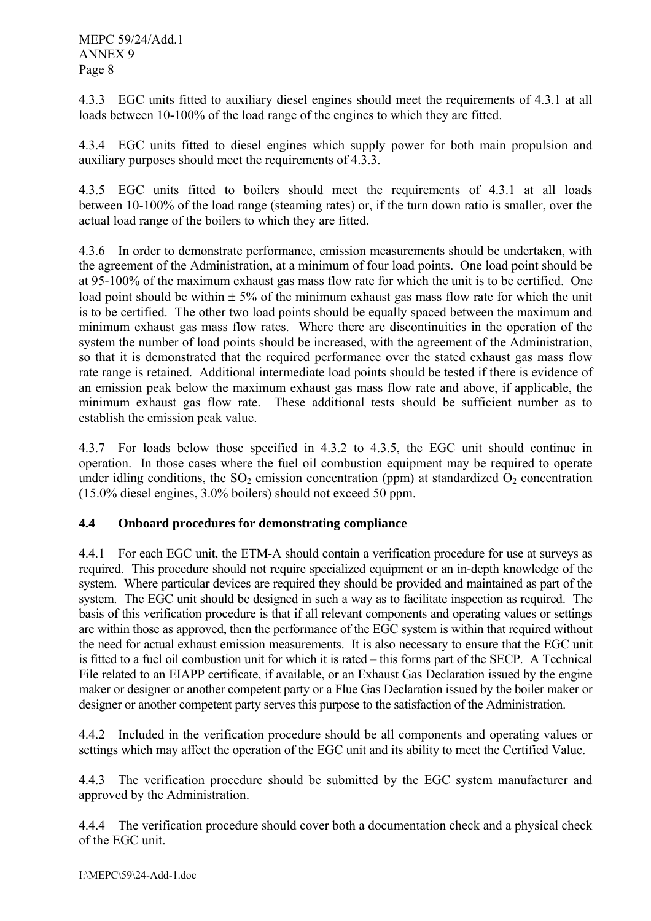4.3.3 EGC units fitted to auxiliary diesel engines should meet the requirements of 4.3.1 at all loads between 10-100% of the load range of the engines to which they are fitted.

4.3.4 EGC units fitted to diesel engines which supply power for both main propulsion and auxiliary purposes should meet the requirements of 4.3.3.

4.3.5 EGC units fitted to boilers should meet the requirements of 4.3.1 at all loads between 10-100% of the load range (steaming rates) or, if the turn down ratio is smaller, over the actual load range of the boilers to which they are fitted.

4.3.6 In order to demonstrate performance, emission measurements should be undertaken, with the agreement of the Administration, at a minimum of four load points. One load point should be at 95-100% of the maximum exhaust gas mass flow rate for which the unit is to be certified. One load point should be within ± 5% of the minimum exhaust gas mass flow rate for which the unit is to be certified. The other two load points should be equally spaced between the maximum and minimum exhaust gas mass flow rates. Where there are discontinuities in the operation of the system the number of load points should be increased, with the agreement of the Administration, so that it is demonstrated that the required performance over the stated exhaust gas mass flow rate range is retained. Additional intermediate load points should be tested if there is evidence of an emission peak below the maximum exhaust gas mass flow rate and above, if applicable, the minimum exhaust gas flow rate. These additional tests should be sufficient number as to establish the emission peak value.

4.3.7 For loads below those specified in 4.3.2 to 4.3.5, the EGC unit should continue in operation. In those cases where the fuel oil combustion equipment may be required to operate under idling conditions, the $SO_2$ emission concentration (ppm) at standardized $O_2$ concentration (15.0% diesel engines, 3.0% boilers) should not exceed 50 ppm.

## 4.4 Onboard procedures for demonstrating compliance

4.4.1 For each EGC unit, the ETM-A should contain a verification procedure for use at surveys as required. This procedure should not require specialized equipment or an in-depth knowledge of the system. Where particular devices are required they should be provided and maintained as part of the system. The EGC unit should be designed in such a way as to facilitate inspection as required. The basis of this verification procedure is that if all relevant components and operating values or settings are within those as approved, then the performance of the EGC system is within that required without the need for actual exhaust emission measurements. It is also necessary to ensure that the EGC unit is fitted to a fuel oil combustion unit for which it is rated – this forms part of the SECP. A Technical File related to an EIAPP certificate, if available, or an Exhaust Gas Declaration issued by the engine maker or designer or another competent party or a Flue Gas Declaration issued by the boiler maker or designer or another competent party serves this purpose to the satisfaction of the Administration.

4.4.2 Included in the verification procedure should be all components and operating values or settings which may affect the operation of the EGC unit and its ability to meet the Certified Value.

4.4.3 The verification procedure should be submitted by the EGC system manufacturer and approved by the Administration.

4.4.4 The verification procedure should cover both a documentation check and a physical check of the EGC unit.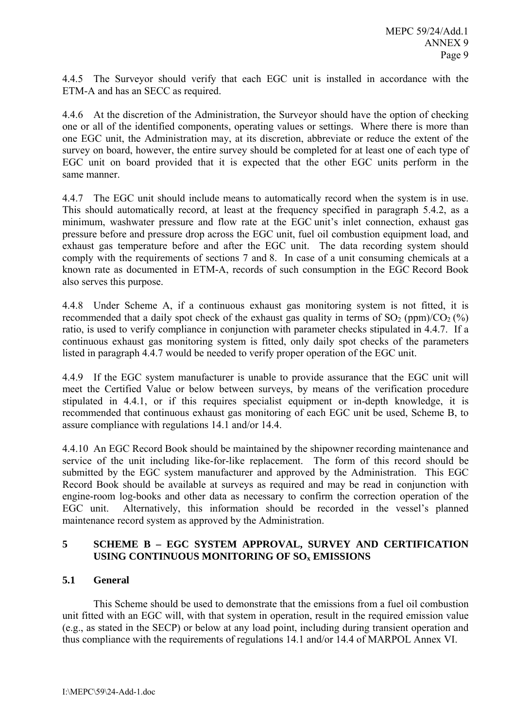4.4.5 The Surveyor should verify that each EGC unit is installed in accordance with the ETM-A and has an SECC as required.

4.4.6 At the discretion of the Administration, the Surveyor should have the option of checking one or all of the identified components, operating values or settings. Where there is more than one EGC unit, the Administration may, at its discretion, abbreviate or reduce the extent of the survey on board, however, the entire survey should be completed for at least one of each type of EGC unit on board provided that it is expected that the other EGC units perform in the same manner.

4.4.7 The EGC unit should include means to automatically record when the system is in use. This should automatically record, at least at the frequency specified in paragraph 5.4.2, as a minimum, washwater pressure and flow rate at the EGC unit's inlet connection, exhaust gas pressure before and pressure drop across the EGC unit, fuel oil combustion equipment load, and exhaust gas temperature before and after the EGC unit. The data recording system should comply with the requirements of sections 7 and 8. In case of a unit consuming chemicals at a known rate as documented in ETM-A, records of such consumption in the EGC Record Book also serves this purpose.

4.4.8 Under Scheme A, if a continuous exhaust gas monitoring system is not fitted, it is recommended that a daily spot check of the exhaust gas quality in terms of $SO_2$ (ppm)/$CO_2$ (%) ratio, is used to verify compliance in conjunction with parameter checks stipulated in 4.4.7. If a continuous exhaust gas monitoring system is fitted, only daily spot checks of the parameters listed in paragraph 4.4.7 would be needed to verify proper operation of the EGC unit.

4.4.9 If the EGC system manufacturer is unable to provide assurance that the EGC unit will meet the Certified Value or below between surveys, by means of the verification procedure stipulated in 4.4.1, or if this requires specialist equipment or in-depth knowledge, it is recommended that continuous exhaust gas monitoring of each EGC unit be used, Scheme B, to assure compliance with regulations 14.1 and/or 14.4.

4.4.10 An EGC Record Book should be maintained by the shipowner recording maintenance and service of the unit including like-for-like replacement. The form of this record should be submitted by the EGC system manufacturer and approved by the Administration. This EGC Record Book should be available at surveys as required and may be read in conjunction with engine-room log-books and other data as necessary to confirm the correction operation of the EGC unit. Alternatively, this information should be recorded in the vessel's planned maintenance record system as approved by the Administration.

## 5 SCHEME B – EGC SYSTEM APPROVAL, SURVEY AND CERTIFICATION USING CONTINUOUS MONITORING OF $SO_x$ EMISSIONS

### 5.1 General

This Scheme should be used to demonstrate that the emissions from a fuel oil combustion unit fitted with an EGC will, with that system in operation, result in the required emission value (e.g., as stated in the SECP) or below at any load point, including during transient operation and thus compliance with the requirements of regulations 14.1 and/or 14.4 of MARPOL Annex VI.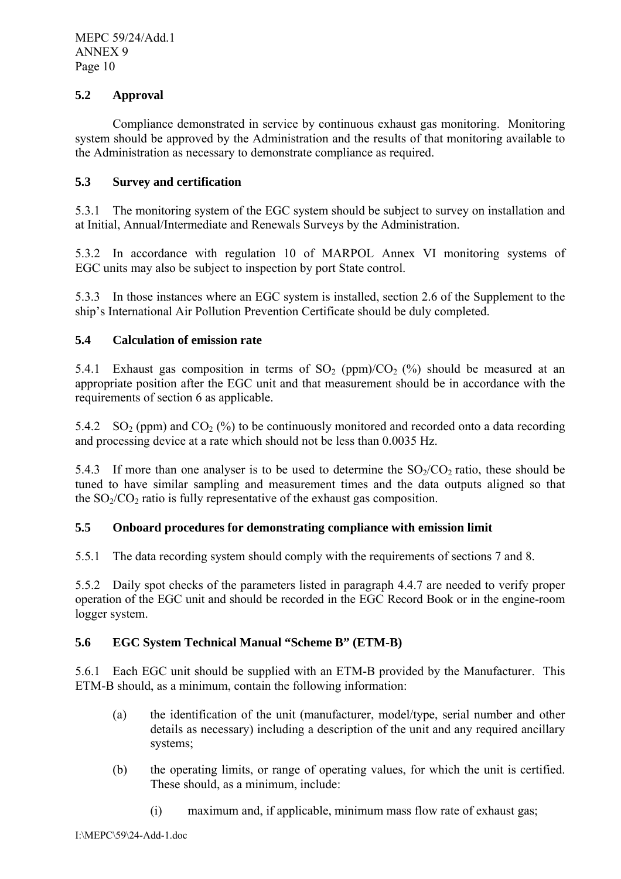### 5.2 Approval

Compliance demonstrated in service by continuous exhaust gas monitoring. Monitoring system should be approved by the Administration and the results of that monitoring available to the Administration as necessary to demonstrate compliance as required.

### 5.3 Survey and certification

5.3.1 The monitoring system of the EGC system should be subject to survey on installation and at Initial, Annual/Intermediate and Renewals Surveys by the Administration.

5.3.2 In accordance with regulation 10 of MARPOL Annex VI monitoring systems of EGC units may also be subject to inspection by port State control.

5.3.3 In those instances where an EGC system is installed, section 2.6 of the Supplement to the ship's International Air Pollution Prevention Certificate should be duly completed.

### 5.4 Calculation of emission rate

5.4.1 Exhaust gas composition in terms of $SO_2$ (ppm)/$CO_2$ (%) should be measured at an appropriate position after the EGC unit and that measurement should be in accordance with the requirements of section 6 as applicable.

5.4.2 $SO_2$ (ppm) and $CO_2$ (%) to be continuously monitored and recorded onto a data recording and processing device at a rate which should not be less than 0.0035 Hz.

5.4.3 If more than one analyser is to be used to determine the $SO_2$/$CO_2$ ratio, these should be tuned to have similar sampling and measurement times and the data outputs aligned so that the $SO_2$/$CO_2$ ratio is fully representative of the exhaust gas composition.

### 5.5 Onboard procedures for demonstrating compliance with emission limit

5.5.1 The data recording system should comply with the requirements of sections 7 and 8.

5.5.2 Daily spot checks of the parameters listed in paragraph 4.4.7 are needed to verify proper operation of the EGC unit and should be recorded in the EGC Record Book or in the engine-room logger system.

### 5.6 EGC System Technical Manual "Scheme B" (ETM-B)

5.6.1 Each EGC unit should be supplied with an ETM-B provided by the Manufacturer. This ETM-B should, as a minimum, contain the following information:

(a) the identification of the unit (manufacturer, model/type, serial number and other details as necessary) including a description of the unit and any required ancillary systems;

(b) the operating limits, or range of operating values, for which the unit is certified. These should, as a minimum, include:

   (i) maximum and, if applicable, minimum mass flow rate of exhaust gas;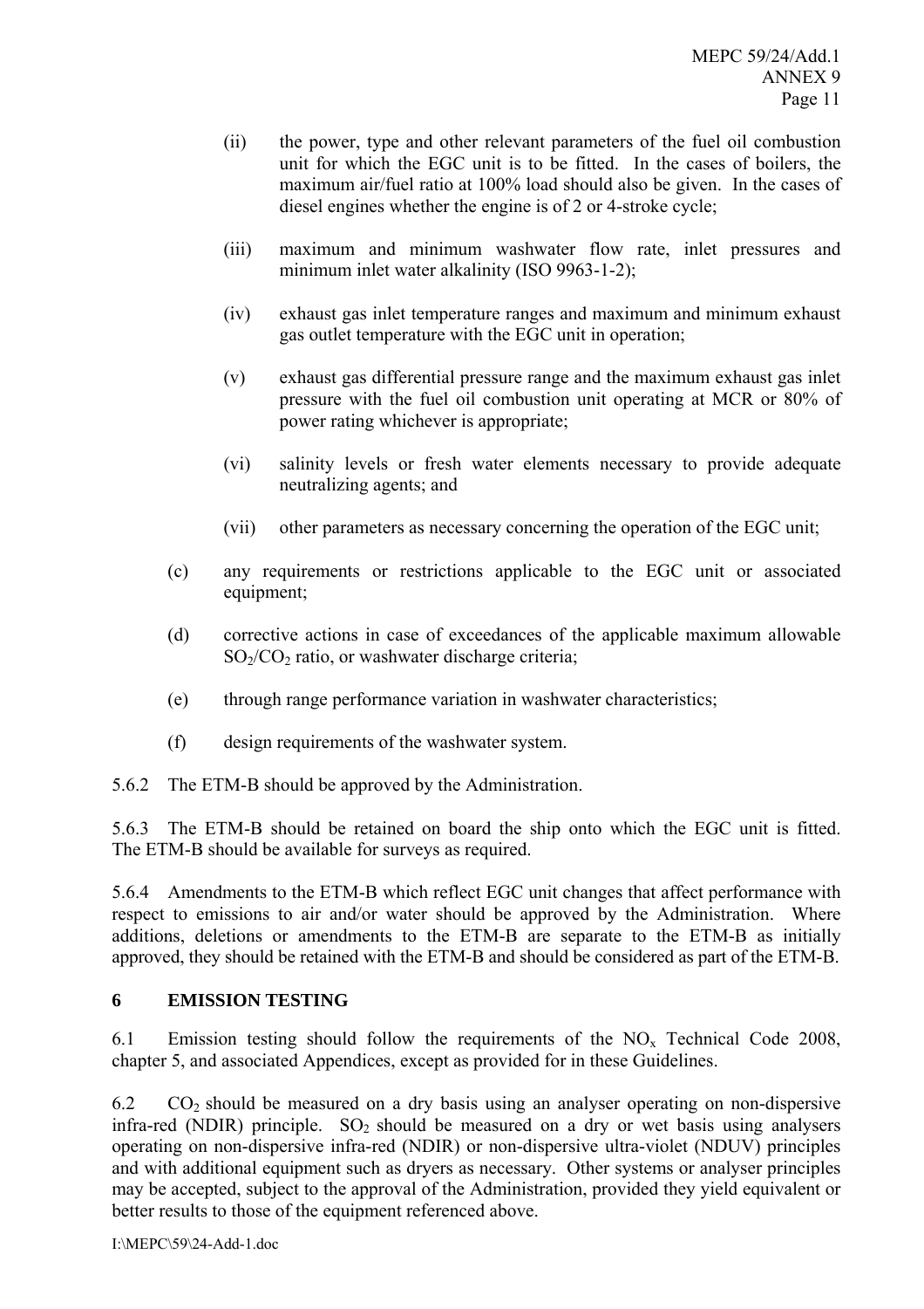(ii) the power, type and other relevant parameters of the fuel oil combustion unit for which the EGC unit is to be fitted. In the cases of boilers, the maximum air/fuel ratio at 100% load should also be given. In the cases of diesel engines whether the engine is of 2 or 4-stroke cycle;

(iii) maximum and minimum washwater flow rate, inlet pressures and minimum inlet water alkalinity (ISO 9963-1-2);

(iv) exhaust gas inlet temperature ranges and maximum and minimum exhaust gas outlet temperature with the EGC unit in operation;

(v) exhaust gas differential pressure range and the maximum exhaust gas inlet pressure with the fuel oil combustion unit operating at MCR or 80% of power rating whichever is appropriate;

(vi) salinity levels or fresh water elements necessary to provide adequate neutralizing agents; and

(vii) other parameters as necessary concerning the operation of the EGC unit;

(c) any requirements or restrictions applicable to the EGC unit or associated equipment;

(d) corrective actions in case of exceedances of the applicable maximum allowable $SO_2/CO_2$ ratio, or washwater discharge criteria;

(e) through range performance variation in washwater characteristics;

(f) design requirements of the washwater system.

5.6.2 The ETM-B should be approved by the Administration.

5.6.3 The ETM-B should be retained on board the ship onto which the EGC unit is fitted. The ETM-B should be available for surveys as required.

5.6.4 Amendments to the ETM-B which reflect EGC unit changes that affect performance with respect to emissions to air and/or water should be approved by the Administration. Where additions, deletions or amendments to the ETM-B are separate to the ETM-B as initially approved, they should be retained with the ETM-B and should be considered as part of the ETM-B.

## 6 EMISSION TESTING

6.1 Emission testing should follow the requirements of the $NO_x$ Technical Code 2008, chapter 5, and associated Appendices, except as provided for in these Guidelines.

6.2 $CO_2$ should be measured on a dry basis using an analyser operating on non-dispersive infra-red (NDIR) principle. $SO_2$ should be measured on a dry or wet basis using analysers operating on non-dispersive infra-red (NDIR) or non-dispersive ultra-violet (NDUV) principles and with additional equipment such as dryers as necessary. Other systems or analyser principles may be accepted, subject to the approval of the Administration, provided they yield equivalent or better results to those of the equipment referenced above.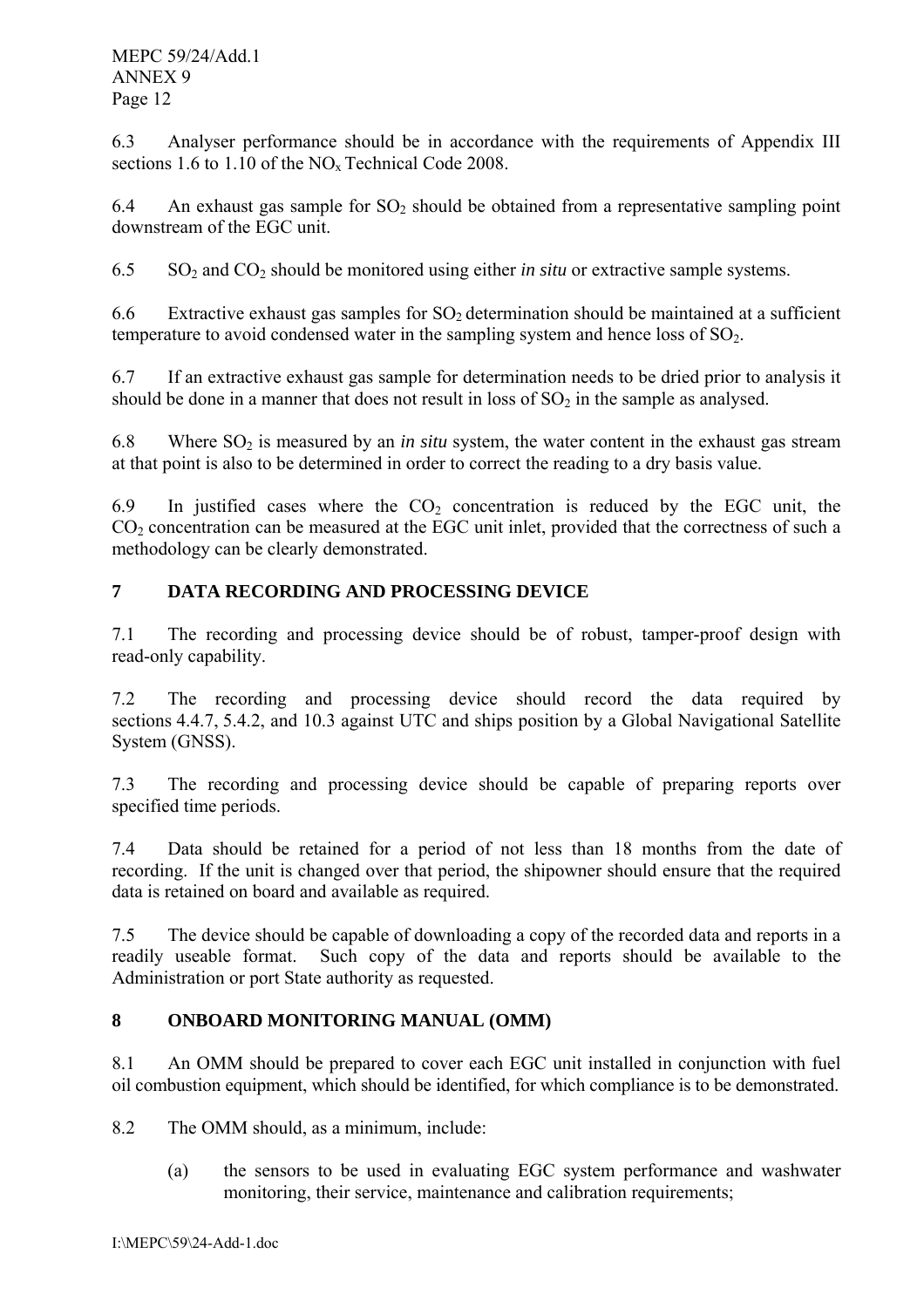6.3 Analyser performance should be in accordance with the requirements of Appendix III sections 1.6 to 1.10 of the $NO_x$ Technical Code 2008.

6.4 An exhaust gas sample for $SO_2$ should be obtained from a representative sampling point downstream of the EGC unit.

6.5 $SO_2$ and $CO_2$ should be monitored using either *in situ* or extractive sample systems.

6.6 Extractive exhaust gas samples for $SO_2$ determination should be maintained at a sufficient temperature to avoid condensed water in the sampling system and hence loss of $SO_2$.

6.7 If an extractive exhaust gas sample for determination needs to be dried prior to analysis it should be done in a manner that does not result in loss of $SO_2$ in the sample as analysed.

6.8 Where $SO_2$ is measured by an *in situ* system, the water content in the exhaust gas stream at that point is also to be determined in order to correct the reading to a dry basis value.

6.9 In justified cases where the $CO_2$ concentration is reduced by the EGC unit, the $CO_2$ concentration can be measured at the EGC unit inlet, provided that the correctness of such a methodology can be clearly demonstrated.

## 7 DATA RECORDING AND PROCESSING DEVICE

7.1 The recording and processing device should be of robust, tamper-proof design with read-only capability.

7.2 The recording and processing device should record the data required by sections 4.4.7, 5.4.2, and 10.3 against UTC and ships position by a Global Navigational Satellite System (GNSS).

7.3 The recording and processing device should be capable of preparing reports over specified time periods.

7.4 Data should be retained for a period of not less than 18 months from the date of recording. If the unit is changed over that period, the shipowner should ensure that the required data is retained on board and available as required.

7.5 The device should be capable of downloading a copy of the recorded data and reports in a readily useable format. Such copy of the data and reports should be available to the Administration or port State authority as requested.

## 8 ONBOARD MONITORING MANUAL (OMM)

8.1 An OMM should be prepared to cover each EGC unit installed in conjunction with fuel oil combustion equipment, which should be identified, for which compliance is to be demonstrated.

8.2 The OMM should, as a minimum, include:

(a) the sensors to be used in evaluating EGC system performance and washwater monitoring, their service, maintenance and calibration requirements;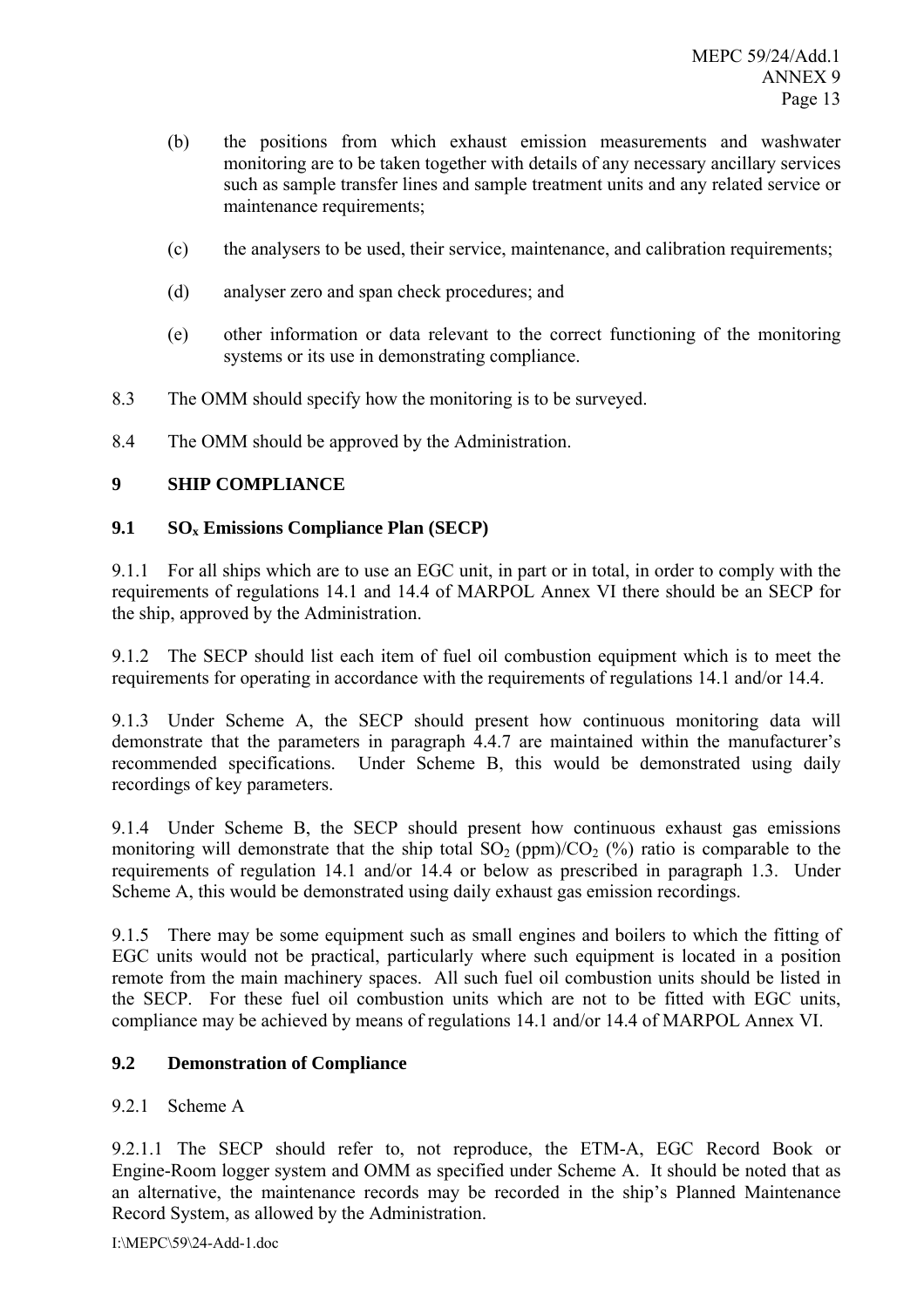(b) the positions from which exhaust emission measurements and washwater monitoring are to be taken together with details of any necessary ancillary services such as sample transfer lines and sample treatment units and any related service or maintenance requirements;

(c) the analysers to be used, their service, maintenance, and calibration requirements;

(d) analyser zero and span check procedures; and

(e) other information or data relevant to the correct functioning of the monitoring systems or its use in demonstrating compliance.

8.3 The OMM should specify how the monitoring is to be surveyed.

8.4 The OMM should be approved by the Administration.

## 9 SHIP COMPLIANCE

### 9.1 $SO_x$ Emissions Compliance Plan (SECP)

9.1.1 For all ships which are to use an EGC unit, in part or in total, in order to comply with the requirements of regulations 14.1 and 14.4 of MARPOL Annex VI there should be an SECP for the ship, approved by the Administration.

9.1.2 The SECP should list each item of fuel oil combustion equipment which is to meet the requirements for operating in accordance with the requirements of regulations 14.1 and/or 14.4.

9.1.3 Under Scheme A, the SECP should present how continuous monitoring data will demonstrate that the parameters in paragraph 4.4.7 are maintained within the manufacturer's recommended specifications. Under Scheme B, this would be demonstrated using daily recordings of key parameters.

9.1.4 Under Scheme B, the SECP should present how continuous exhaust gas emissions monitoring will demonstrate that the ship total $SO_2$ (ppm)/$CO_2$ (%) ratio is comparable to the requirements of regulation 14.1 and/or 14.4 or below as prescribed in paragraph 1.3. Under Scheme A, this would be demonstrated using daily exhaust gas emission recordings.

9.1.5 There may be some equipment such as small engines and boilers to which the fitting of EGC units would not be practical, particularly where such equipment is located in a position remote from the main machinery spaces. All such fuel oil combustion units should be listed in the SECP. For these fuel oil combustion units which are not to be fitted with EGC units, compliance may be achieved by means of regulations 14.1 and/or 14.4 of MARPOL Annex VI.

### 9.2 Demonstration of Compliance

9.2.1 Scheme A

9.2.1.1 The SECP should refer to, not reproduce, the ETM-A, EGC Record Book or Engine-Room logger system and OMM as specified under Scheme A. It should be noted that as an alternative, the maintenance records may be recorded in the ship's Planned Maintenance Record System, as allowed by the Administration.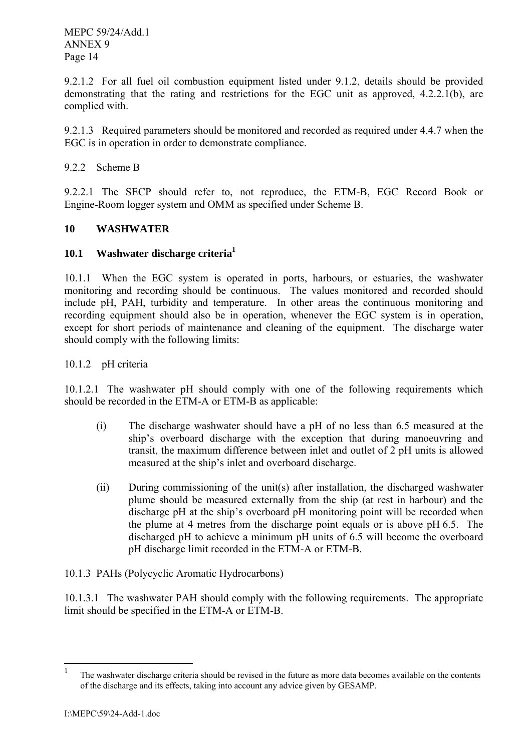9.2.1.2 For all fuel oil combustion equipment listed under 9.1.2, details should be provided demonstrating that the rating and restrictions for the EGC unit as approved, 4.2.2.1(b), are complied with.

9.2.1.3 Required parameters should be monitored and recorded as required under 4.4.7 when the EGC is in operation in order to demonstrate compliance.

9.2.2 Scheme B

9.2.2.1 The SECP should refer to, not reproduce, the ETM-B, EGC Record Book or Engine-Room logger system and OMM as specified under Scheme B.

## 10 WASHWATER

### 10.1 Washwater discharge criteria[1]

10.1.1 When the EGC system is operated in ports, harbours, or estuaries, the washwater monitoring and recording should be continuous. The values monitored and recorded should include pH, PAH, turbidity and temperature. In other areas the continuous monitoring and recording equipment should also be in operation, whenever the EGC system is in operation, except for short periods of maintenance and cleaning of the equipment. The discharge water should comply with the following limits:

10.1.2 pH criteria

10.1.2.1 The washwater pH should comply with one of the following requirements which should be recorded in the ETM-A or ETM-B as applicable:

(i) The discharge washwater should have a pH of no less than 6.5 measured at the ship's overboard discharge with the exception that during manoeuvring and transit, the maximum difference between inlet and outlet of 2 pH units is allowed measured at the ship's inlet and overboard discharge.

(ii) During commissioning of the unit(s) after installation, the discharged washwater plume should be measured externally from the ship (at rest in harbour) and the discharge pH at the ship's overboard pH monitoring point will be recorded when the plume at 4 metres from the discharge point equals or is above pH 6.5. The discharged pH to achieve a minimum pH units of 6.5 will become the overboard pH discharge limit recorded in the ETM-A or ETM-B.

10.1.3 PAHs (Polycyclic Aromatic Hydrocarbons)

10.1.3.1 The washwater PAH should comply with the following requirements. The appropriate limit should be specified in the ETM-A or ETM-B.

---

[1] The washwater discharge criteria should be revised in the future as more data becomes available on the contents of the discharge and its effects, taking into account any advice given by GESAMP.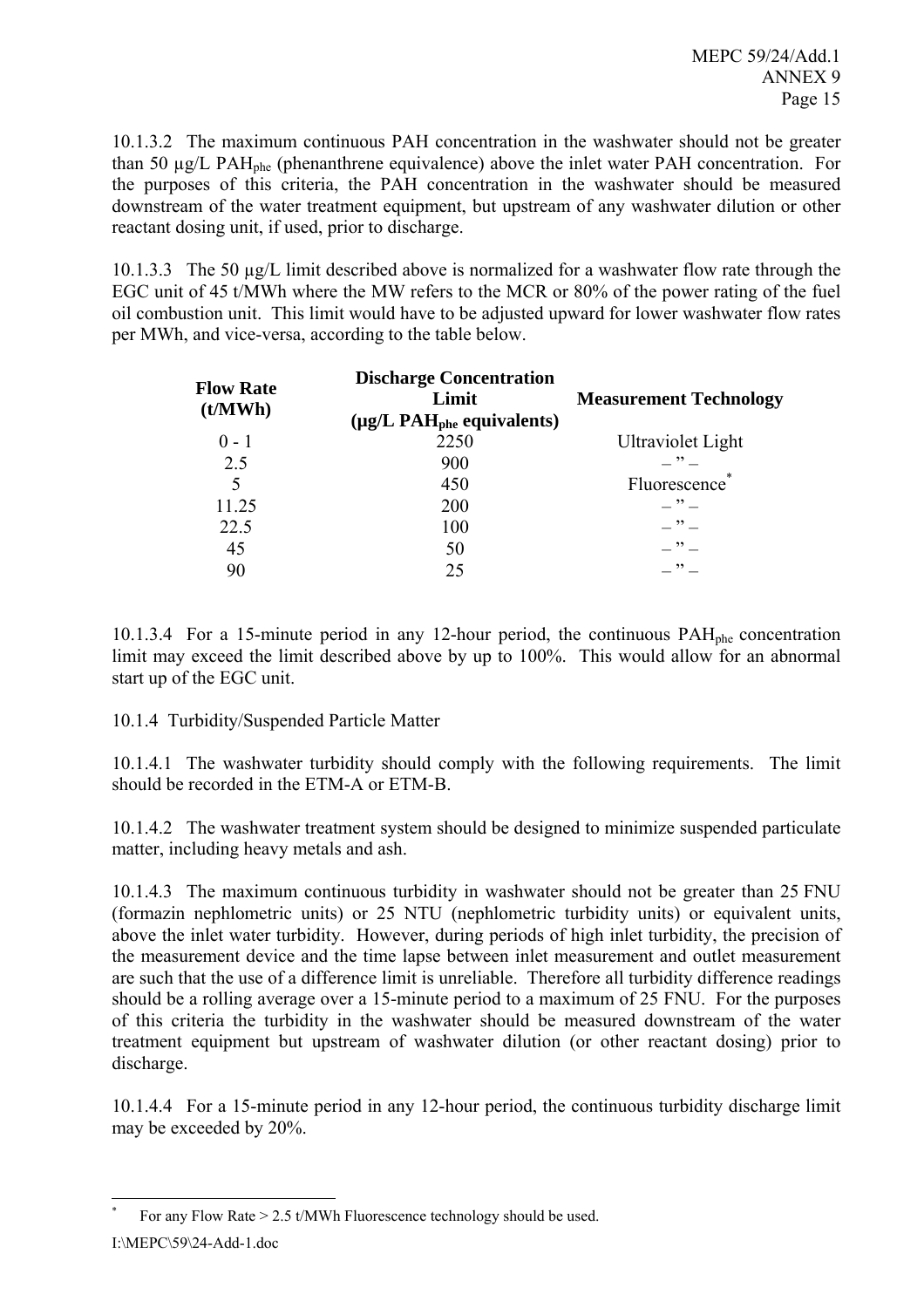10.1.3.2 The maximum continuous PAH concentration in the washwater should not be greater than 50 μg/L $PAH_{phe}$ (phenanthrene equivalence) above the inlet water PAH concentration. For the purposes of this criteria, the PAH concentration in the washwater should be measured downstream of the water treatment equipment, but upstream of any washwater dilution or other reactant dosing unit, if used, prior to discharge.

10.1.3.3 The 50 μg/L limit described above is normalized for a washwater flow rate through the EGC unit of 45 t/MWh where the MW refers to the MCR or 80% of the power rating of the fuel oil combustion unit. This limit would have to be adjusted upward for lower washwater flow rates per MWh, and vice-versa, according to the table below.

| **Flow Rate (t/MWh)** | **Discharge Concentration Limit (μg/L $PAH_{phe}$ equivalents)** | **Measurement Technology** |
|---|---|---|
| 0 - 1 | 2250 | Ultraviolet Light |
| 2.5 | 900 | – " – |
| 5 | 450 | Fluorescence* |
| 11.25 | 200 | – " – |
| 22.5 | 100 | – " – |
| 45 | 50 | – " – |
| 90 | 25 | – " – |

10.1.3.4 For a 15-minute period in any 12-hour period, the continuous $PAH_{phe}$ concentration limit may exceed the limit described above by up to 100%. This would allow for an abnormal start up of the EGC unit.

10.1.4 Turbidity/Suspended Particle Matter

10.1.4.1 The washwater turbidity should comply with the following requirements. The limit should be recorded in the ETM-A or ETM-B.

10.1.4.2 The washwater treatment system should be designed to minimize suspended particulate matter, including heavy metals and ash.

10.1.4.3 The maximum continuous turbidity in washwater should not be greater than 25 FNU (formazin nephlometric units) or 25 NTU (nephlometric turbidity units) or equivalent units, above the inlet water turbidity. However, during periods of high inlet turbidity, the precision of the measurement device and the time lapse between inlet measurement and outlet measurement are such that the use of a difference limit is unreliable. Therefore all turbidity difference readings should be a rolling average over a 15-minute period to a maximum of 25 FNU. For the purposes of this criteria the turbidity in the washwater should be measured downstream of the water treatment equipment but upstream of washwater dilution (or other reactant dosing) prior to discharge.

10.1.4.4 For a 15-minute period in any 12-hour period, the continuous turbidity discharge limit may be exceeded by 20%.

* For any Flow Rate > 2.5 t/MWh Fluorescence technology should be used.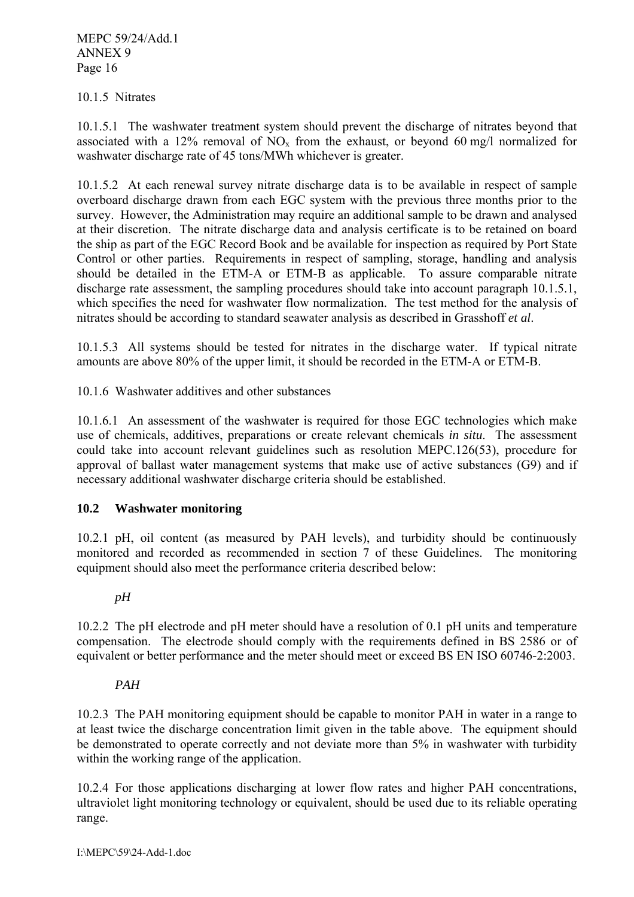10.1.5 Nitrates

10.1.5.1 The washwater treatment system should prevent the discharge of nitrates beyond that associated with a 12% removal of $NO_x$ from the exhaust, or beyond 60 mg/l normalized for washwater discharge rate of 45 tons/MWh whichever is greater.

10.1.5.2 At each renewal survey nitrate discharge data is to be available in respect of sample overboard discharge drawn from each EGC system with the previous three months prior to the survey. However, the Administration may require an additional sample to be drawn and analysed at their discretion. The nitrate discharge data and analysis certificate is to be retained on board the ship as part of the EGC Record Book and be available for inspection as required by Port State Control or other parties. Requirements in respect of sampling, storage, handling and analysis should be detailed in the ETM-A or ETM-B as applicable. To assure comparable nitrate discharge rate assessment, the sampling procedures should take into account paragraph 10.1.5.1, which specifies the need for washwater flow normalization. The test method for the analysis of nitrates should be according to standard seawater analysis as described in Grasshoff *et al*.

10.1.5.3 All systems should be tested for nitrates in the discharge water. If typical nitrate amounts are above 80% of the upper limit, it should be recorded in the ETM-A or ETM-B.

10.1.6 Washwater additives and other substances

10.1.6.1 An assessment of the washwater is required for those EGC technologies which make use of chemicals, additives, preparations or create relevant chemicals *in situ*. The assessment could take into account relevant guidelines such as resolution MEPC.126(53), procedure for approval of ballast water management systems that make use of active substances (G9) and if necessary additional washwater discharge criteria should be established.

## 10.2 Washwater monitoring

10.2.1 pH, oil content (as measured by PAH levels), and turbidity should be continuously monitored and recorded as recommended in section 7 of these Guidelines. The monitoring equipment should also meet the performance criteria described below:

*pH*

10.2.2 The pH electrode and pH meter should have a resolution of 0.1 pH units and temperature compensation. The electrode should comply with the requirements defined in BS 2586 or of equivalent or better performance and the meter should meet or exceed BS EN ISO 60746-2:2003.

*PAH*

10.2.3 The PAH monitoring equipment should be capable to monitor PAH in water in a range to at least twice the discharge concentration limit given in the table above. The equipment should be demonstrated to operate correctly and not deviate more than 5% in washwater with turbidity within the working range of the application.

10.2.4 For those applications discharging at lower flow rates and higher PAH concentrations, ultraviolet light monitoring technology or equivalent, should be used due to its reliable operating range.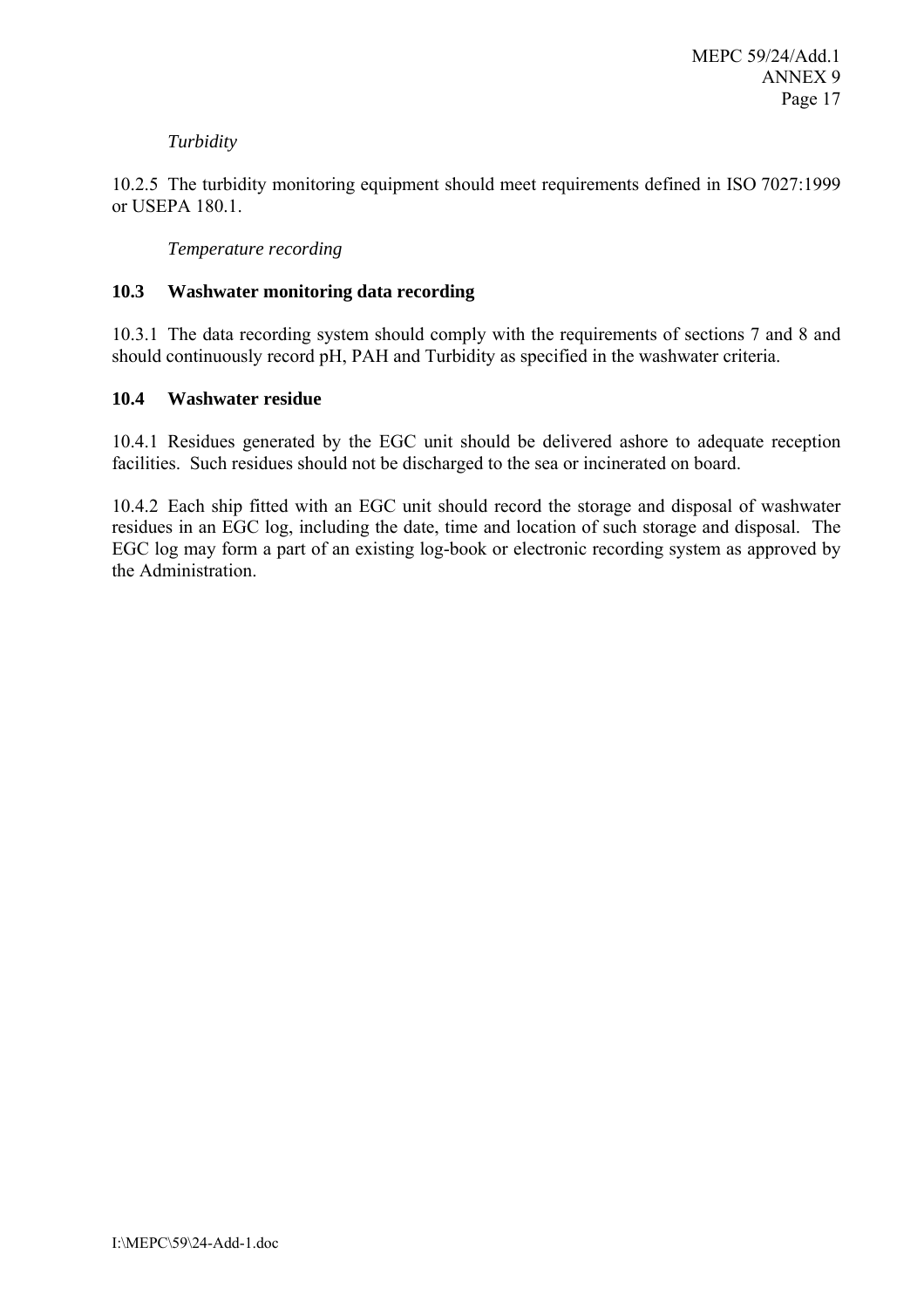*Turbidity*

10.2.5 The turbidity monitoring equipment should meet requirements defined in ISO 7027:1999 or USEPA 180.1.

*Temperature recording*

### 10.3 Washwater monitoring data recording

10.3.1 The data recording system should comply with the requirements of sections 7 and 8 and should continuously record pH, PAH and Turbidity as specified in the washwater criteria.

### 10.4 Washwater residue

10.4.1 Residues generated by the EGC unit should be delivered ashore to adequate reception facilities. Such residues should not be discharged to the sea or incinerated on board.

10.4.2 Each ship fitted with an EGC unit should record the storage and disposal of washwater residues in an EGC log, including the date, time and location of such storage and disposal. The EGC log may form a part of an existing log-book or electronic recording system as approved by the Administration.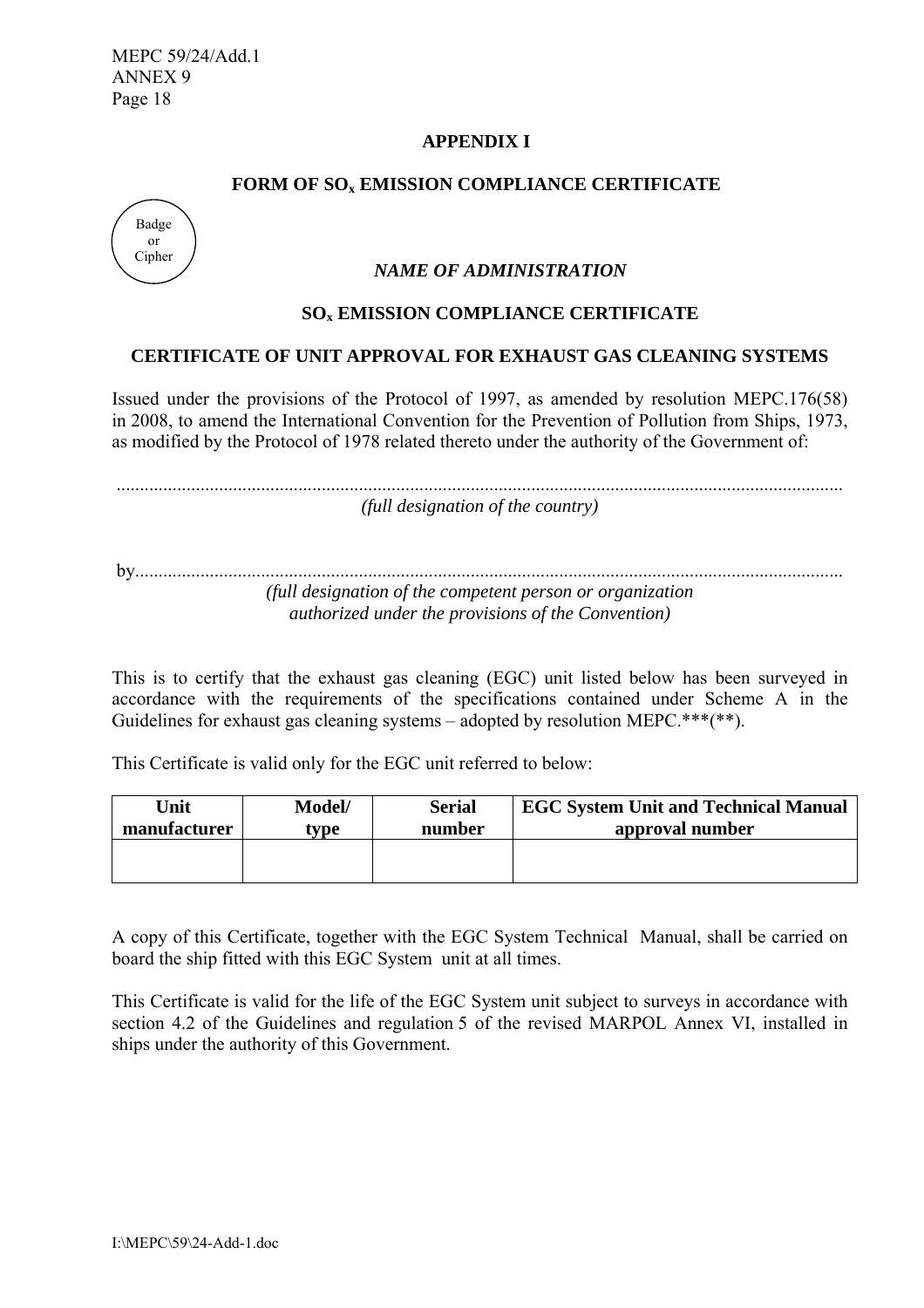## APPENDIX I

### FORM OF $SO_x$ EMISSION COMPLIANCE CERTIFICATE

Badge or Cipher

*NAME OF ADMINISTRATION*

**$SO_x$ EMISSION COMPLIANCE CERTIFICATE**

**CERTIFICATE OF UNIT APPROVAL FOR EXHAUST GAS CLEANING SYSTEMS**

Issued under the provisions of the Protocol of 1997, as amended by resolution MEPC.176(58) in 2008, to amend the International Convention for the Prevention of Pollution from Ships, 1973, as modified by the Protocol of 1978 related thereto under the authority of the Government of:

..........................................................................................................................................................
*(full designation of the country)*

by......................................................................................................................................................
*(full designation of the competent person or organization authorized under the provisions of the Convention)*

This is to certify that the exhaust gas cleaning (EGC) unit listed below has been surveyed in accordance with the requirements of the specifications contained under Scheme A in the Guidelines for exhaust gas cleaning systems – adopted by resolution MEPC.***(**).

This Certificate is valid only for the EGC unit referred to below:

| Unit manufacturer | Model/ type | Serial number | EGC System Unit and Technical Manual approval number |
|---|---|---|---|
| | | | |

A copy of this Certificate, together with the EGC System Technical Manual, shall be carried on board the ship fitted with this EGC System unit at all times.

This Certificate is valid for the life of the EGC System unit subject to surveys in accordance with section 4.2 of the Guidelines and regulation 5 of the revised MARPOL Annex VI, installed in ships under the authority of this Government.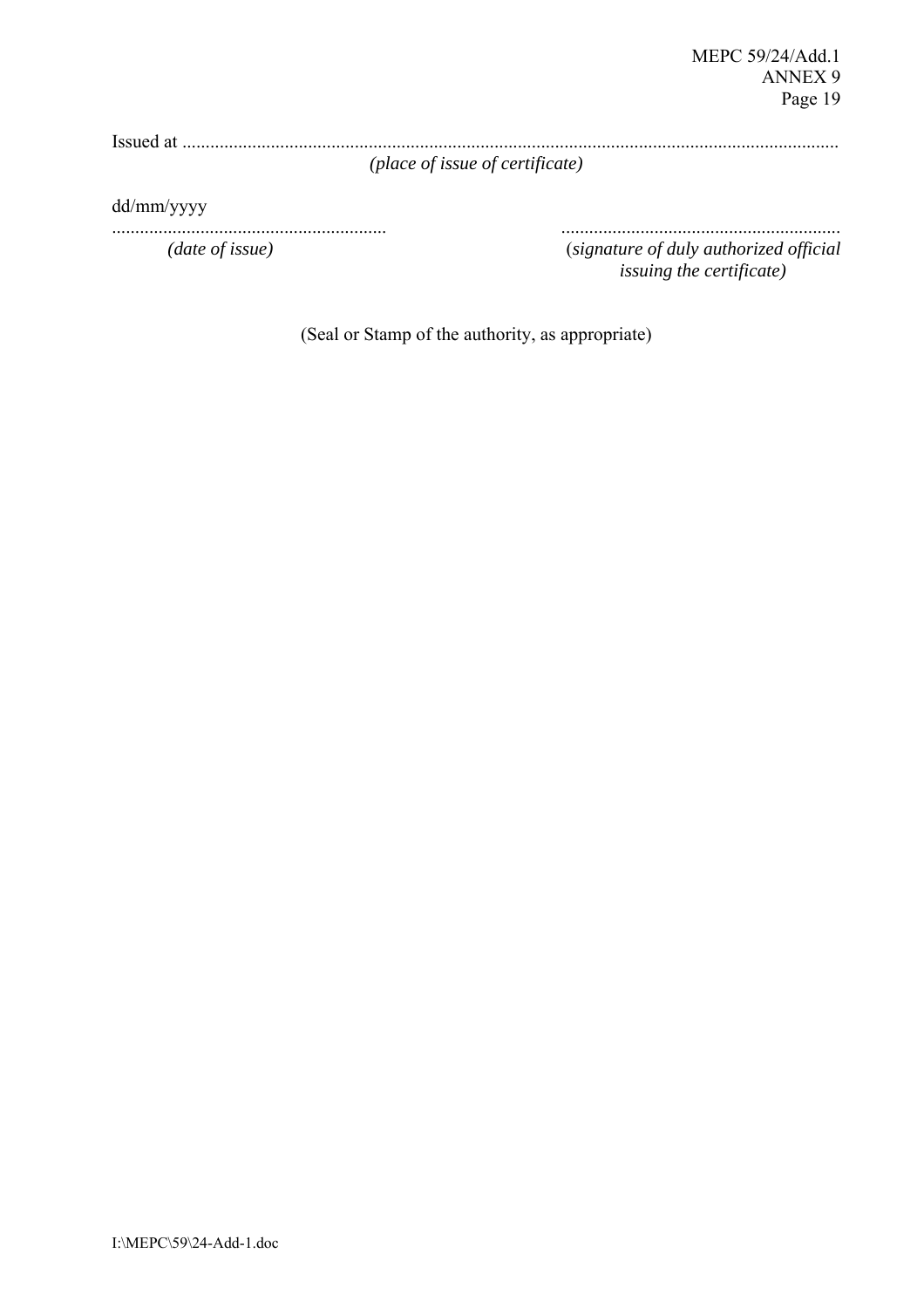Issued at ..........................................................................................................................................

*(place of issue of certificate)*

dd/mm/yyyy

........................................................... ...........................................................

*(date of issue)* (*signature of duly authorized official issuing the certificate)*

(Seal or Stamp of the authority, as appropriate)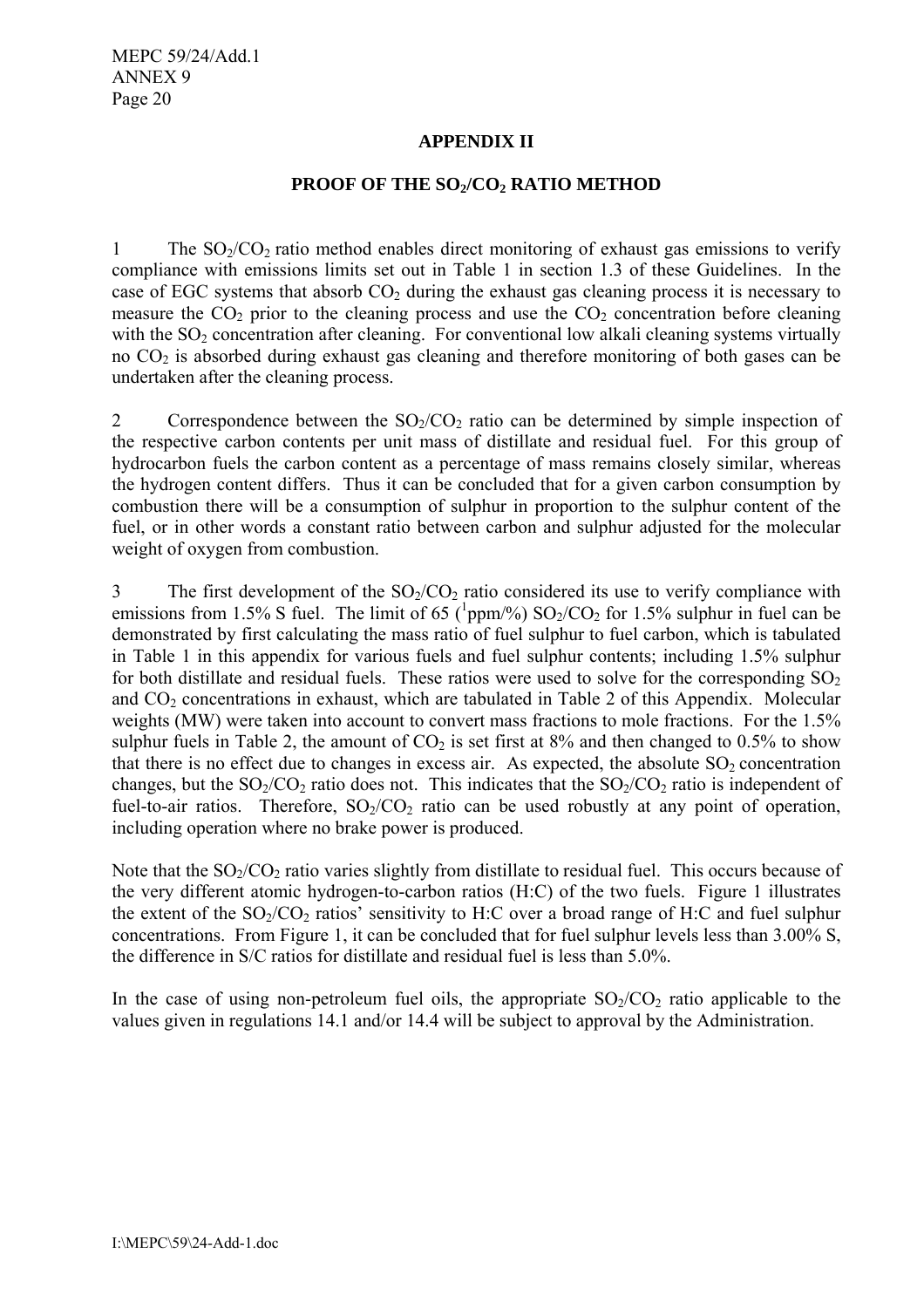## APPENDIX II

### PROOF OF THE $SO_2/CO_2$ RATIO METHOD

1 The $SO_2/CO_2$ ratio method enables direct monitoring of exhaust gas emissions to verify compliance with emissions limits set out in Table 1 in section 1.3 of these Guidelines. In the case of EGC systems that absorb $CO_2$ during the exhaust gas cleaning process it is necessary to measure the $CO_2$ prior to the cleaning process and use the $CO_2$ concentration before cleaning with the $SO_2$ concentration after cleaning. For conventional low alkali cleaning systems virtually no $CO_2$ is absorbed during exhaust gas cleaning and therefore monitoring of both gases can be undertaken after the cleaning process.

2 Correspondence between the $SO_2/CO_2$ ratio can be determined by simple inspection of the respective carbon contents per unit mass of distillate and residual fuel. For this group of hydrocarbon fuels the carbon content as a percentage of mass remains closely similar, whereas the hydrogen content differs. Thus it can be concluded that for a given carbon consumption by combustion there will be a consumption of sulphur in proportion to the sulphur content of the fuel, or in other words a constant ratio between carbon and sulphur adjusted for the molecular weight of oxygen from combustion.

3 The first development of the $SO_2/CO_2$ ratio considered its use to verify compliance with emissions from 1.5% S fuel. The limit of 65 ([1]ppm/%) $SO_2/CO_2$ for 1.5% sulphur in fuel can be demonstrated by first calculating the mass ratio of fuel sulphur to fuel carbon, which is tabulated in Table 1 in this appendix for various fuels and fuel sulphur contents; including 1.5% sulphur for both distillate and residual fuels. These ratios were used to solve for the corresponding $SO_2$ and $CO_2$ concentrations in exhaust, which are tabulated in Table 2 of this Appendix. Molecular weights (MW) were taken into account to convert mass fractions to mole fractions. For the 1.5% sulphur fuels in Table 2, the amount of $CO_2$ is set first at 8% and then changed to 0.5% to show that there is no effect due to changes in excess air. As expected, the absolute $SO_2$ concentration changes, but the $SO_2/CO_2$ ratio does not. This indicates that the $SO_2/CO_2$ ratio is independent of fuel-to-air ratios. Therefore, $SO_2/CO_2$ ratio can be used robustly at any point of operation, including operation where no brake power is produced.

Note that the $SO_2/CO_2$ ratio varies slightly from distillate to residual fuel. This occurs because of the very different atomic hydrogen-to-carbon ratios (H:C) of the two fuels. Figure 1 illustrates the extent of the $SO_2/CO_2$ ratios' sensitivity to H:C over a broad range of H:C and fuel sulphur concentrations. From Figure 1, it can be concluded that for fuel sulphur levels less than 3.00% S, the difference in S/C ratios for distillate and residual fuel is less than 5.0%.

In the case of using non-petroleum fuel oils, the appropriate $SO_2/CO_2$ ratio applicable to the values given in regulations 14.1 and/or 14.4 will be subject to approval by the Administration.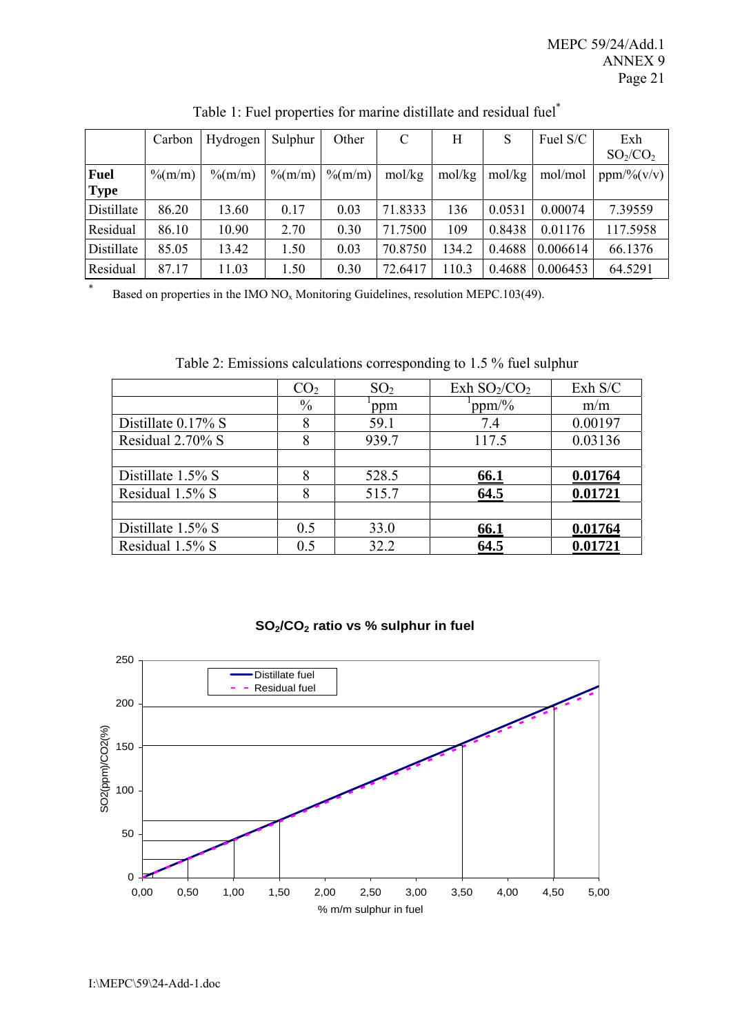Table 1: Fuel properties for marine distillate and residual fuel*

| | Carbon | Hydrogen | Sulphur | Other | C | H | S | Fuel S/C | Exh $SO_2/CO_2$ |
|---|---|---|---|---|---|---|---|---|---|
| **Fuel Type** | %(m/m) | %(m/m) | %(m/m) | %(m/m) | mol/kg | mol/kg | mol/kg | mol/mol | ppm/%(v/v) |
| Distillate | 86.20 | 13.60 | 0.17 | 0.03 | 71.8333 | 136 | 0.0531 | 0.00074 | 7.39559 |
| Residual | 86.10 | 10.90 | 2.70 | 0.30 | 71.7500 | 109 | 0.8438 | 0.01176 | 117.5958 |
| Distillate | 85.05 | 13.42 | 1.50 | 0.03 | 70.8750 | 134.2 | 0.4688 | 0.006614 | 66.1376 |
| Residual | 87.17 | 11.03 | 1.50 | 0.30 | 72.6417 | 110.3 | 0.4688 | 0.006453 | 64.5291 |

* Based on properties in the IMO $NO_x$ Monitoring Guidelines, resolution MEPC.103(49).

Table 2: Emissions calculations corresponding to 1.5 % fuel sulphur

| | $CO_2$ | $SO_2$ | Exh $SO_2/CO_2$ | Exh S/C |
|---|---|---|---|---|
| | % | [1]ppm | [1]ppm/% | m/m |
| Distillate 0.17% S | 8 | 59.1 | 7.4 | 0.00197 |
| Residual 2.70% S | 8 | 939.7 | 117.5 | 0.03136 |
| | | | | |
| Distillate 1.5% S | 8 | 528.5 | **66.1** | **0.01764** |
| Residual 1.5% S | 8 | 515.7 | **64.5** | **0.01721** |
| | | | | |
| Distillate 1.5% S | 0.5 | 33.0 | **66.1** | **0.01764** |
| Residual 1.5% S | 0.5 | 32.2 | **64.5** | **0.01721** |

**$SO_2/CO_2$ ratio vs % sulphur in fuel**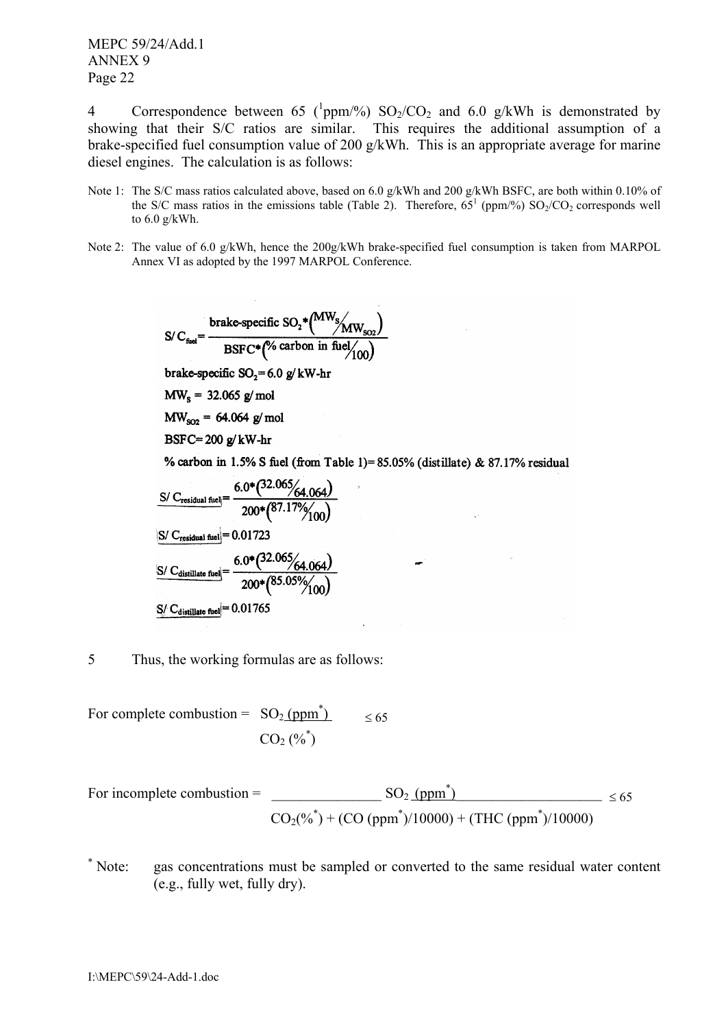4 Correspondence between 65 ([1]ppm/%) $SO_2/CO_2$ and 6.0 g/kWh is demonstrated by showing that their S/C ratios are similar. This requires the additional assumption of a brake-specified fuel consumption value of 200 g/kWh. This is an appropriate average for marine diesel engines. The calculation is as follows:

Note 1: The S/C mass ratios calculated above, based on 6.0 g/kWh and 200 g/kWh BSFC, are both within 0.10% of the S/C mass ratios in the emissions table (Table 2). Therefore, 65[1] (ppm/%) $SO_2/CO_2$ corresponds well to 6.0 g/kWh.

Note 2: The value of 6.0 g/kWh, hence the 200g/kWh brake-specified fuel consumption is taken from MARPOL Annex VI as adopted by the 1997 MARPOL Conference.

$$S/C_{fuel} = \frac{\text{brake-specific } SO_2 * \left(MW_S / MW_{SO2}\right)}{BSFC * \left(\% \text{ carbon in fuel} / 100\right)}$$

brake-specific $SO_2$ = 6.0 g/kW-hr

$MW_S$ = 32.065 g/mol

$MW_{SO2}$ = 64.064 g/mol

BSFC = 200 g/kW-hr

% carbon in 1.5% S fuel (from Table 1) = 85.05% (distillate) & 87.17% residual

$$S/C_{residual\ fuel} = \frac{6.0 * \left(32.065 / 64.064\right)}{200 * \left(87.17\% / 100\right)}$$

$S/C_{residual\ fuel} = 0.01723$

$$S/C_{distillate\ fuel} = \frac{6.0 * \left(32.065 / 64.064\right)}{200 * \left(85.05\% / 100\right)}$$

$S/C_{distillate\ fuel} = 0.01765$

5 Thus, the working formulas are as follows:

For complete combustion = 

$$\frac{SO_2\ (ppm^*)}{CO_2\ (\%^*)} \leq 65$$

For incomplete combustion = 

$$\frac{SO_2\ (ppm^*)}{CO_2(\%^*) + (CO\ (ppm^*)/10000) + (THC\ (ppm^*)/10000)} \leq 65$$

\* Note: gas concentrations must be sampled or converted to the same residual water content (e.g., fully wet, fully dry).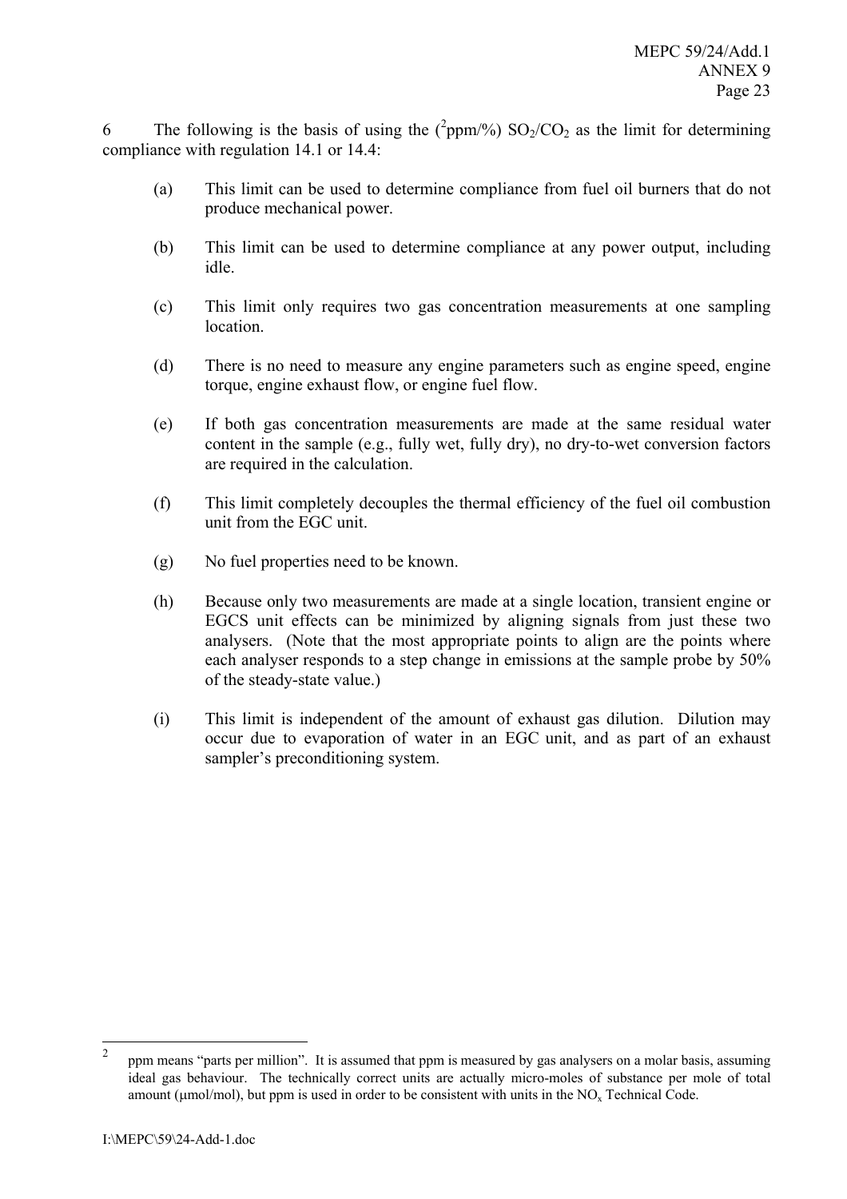6 The following is the basis of using the ([2]ppm/%) $SO_2/CO_2$ as the limit for determining compliance with regulation 14.1 or 14.4:

(a) This limit can be used to determine compliance from fuel oil burners that do not produce mechanical power.

(b) This limit can be used to determine compliance at any power output, including idle.

(c) This limit only requires two gas concentration measurements at one sampling location.

(d) There is no need to measure any engine parameters such as engine speed, engine torque, engine exhaust flow, or engine fuel flow.

(e) If both gas concentration measurements are made at the same residual water content in the sample (e.g., fully wet, fully dry), no dry-to-wet conversion factors are required in the calculation.

(f) This limit completely decouples the thermal efficiency of the fuel oil combustion unit from the EGC unit.

(g) No fuel properties need to be known.

(h) Because only two measurements are made at a single location, transient engine or EGCS unit effects can be minimized by aligning signals from just these two analysers. (Note that the most appropriate points to align are the points where each analyser responds to a step change in emissions at the sample probe by 50% of the steady-state value.)

(i) This limit is independent of the amount of exhaust gas dilution. Dilution may occur due to evaporation of water in an EGC unit, and as part of an exhaust sampler's preconditioning system.

---

[2] ppm means "parts per million". It is assumed that ppm is measured by gas analysers on a molar basis, assuming ideal gas behaviour. The technically correct units are actually micro-moles of substance per mole of total amount (μmol/mol), but ppm is used in order to be consistent with units in the $NO_x$ Technical Code.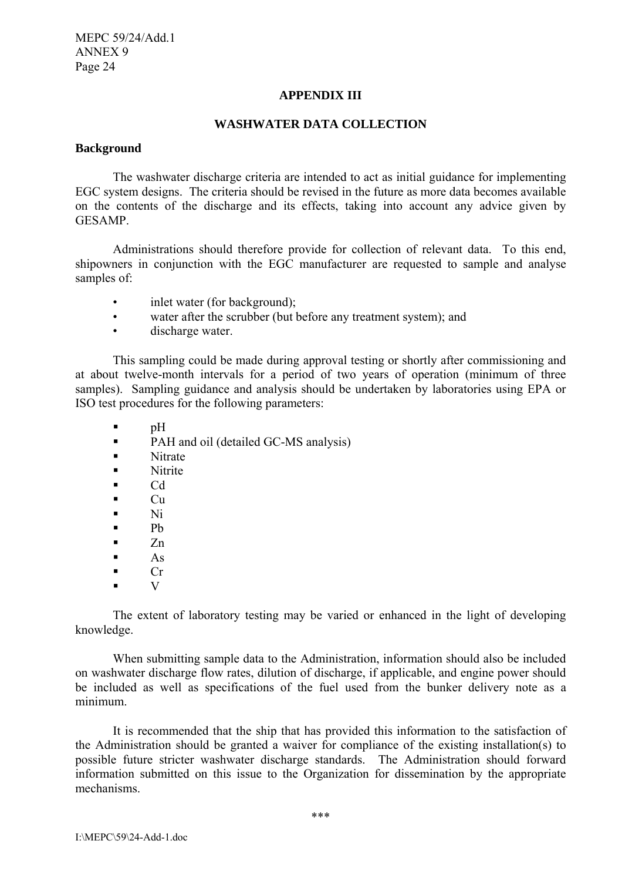## APPENDIX III

## WASHWATER DATA COLLECTION

**Background**

The washwater discharge criteria are intended to act as initial guidance for implementing EGC system designs. The criteria should be revised in the future as more data becomes available on the contents of the discharge and its effects, taking into account any advice given by GESAMP.

Administrations should therefore provide for collection of relevant data. To this end, shipowners in conjunction with the EGC manufacturer are requested to sample and analyse samples of:

- inlet water (for background);
- water after the scrubber (but before any treatment system); and
- discharge water.

This sampling could be made during approval testing or shortly after commissioning and at about twelve-month intervals for a period of two years of operation (minimum of three samples). Sampling guidance and analysis should be undertaken by laboratories using EPA or ISO test procedures for the following parameters:

- pH
- PAH and oil (detailed GC-MS analysis)
- Nitrate
- Nitrite
- Cd
- Cu
- Ni
- Pb
- Zn
- As
- Cr
- V

The extent of laboratory testing may be varied or enhanced in the light of developing knowledge.

When submitting sample data to the Administration, information should also be included on washwater discharge flow rates, dilution of discharge, if applicable, and engine power should be included as well as specifications of the fuel used from the bunker delivery note as a minimum.

It is recommended that the ship that has provided this information to the satisfaction of the Administration should be granted a waiver for compliance of the existing installation(s) to possible future stricter washwater discharge standards. The Administration should forward information submitted on this issue to the Organization for dissemination by the appropriate mechanisms.

***